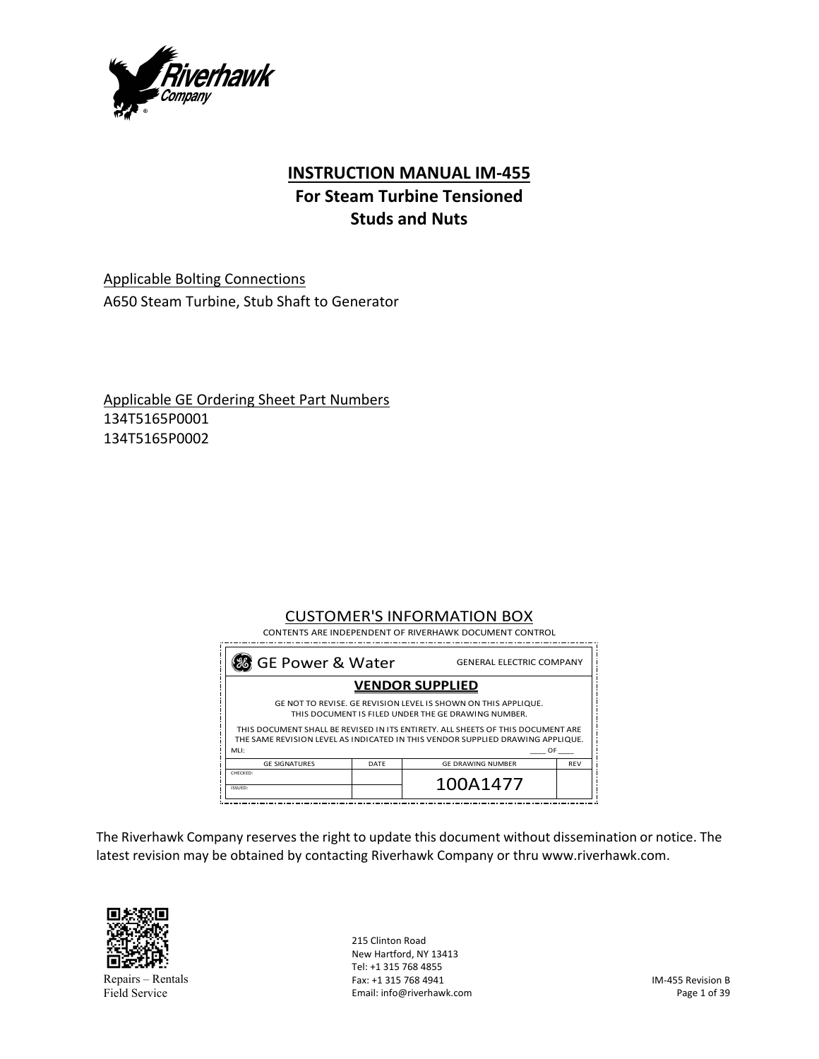# INSTRUCTION MANUAL IM-455

## For Steam Turbine Tensioned Studs and Nuts

Applicable Bolting Connections

A650 Steam Turbine, Stub Shaft to Generator

Applicable GE Ordering Sheet Part Numbers

134T5165P0001

134T5165P0002

CUSTOMER'S INFORMATION BOX

CONTENTS ARE INDEPENDENT OF RIVERHAWK DOCUMENT CONTROL

GE Power & Water — GENERAL ELECTRIC COMPANY

**VENDOR SUPPLIED**

GE NOT TO REVISE. GE REVISION LEVEL IS SHOWN ON THIS APPLIQUE.
THIS DOCUMENT IS FILED UNDER THE GE DRAWING NUMBER.

THIS DOCUMENT SHALL BE REVISED IN ITS ENTIRETY. ALL SHEETS OF THIS DOCUMENT ARE THE SAME REVISION LEVEL AS INDICATED IN THIS VENDOR SUPPLIED DRAWING APPLIQUE.

MLI: ____ OF ____

| GE SIGNATURES | DATE | GE DRAWING NUMBER | REV |
|---|---|---|---|
| CHECKED: | | 100A1477 | |
| ISSUED: | | | |

The Riverhawk Company reserves the right to update this document without dissemination or notice. The latest revision may be obtained by contacting Riverhawk Company or thru www.riverhawk.com.

Repairs – Rentals
Field Service

215 Clinton Road
New Hartford, NY 13413
Tel: +1 315 768 4855
Fax: +1 315 768 4941
Email: info@riverhawk.com

IM-455 Revision B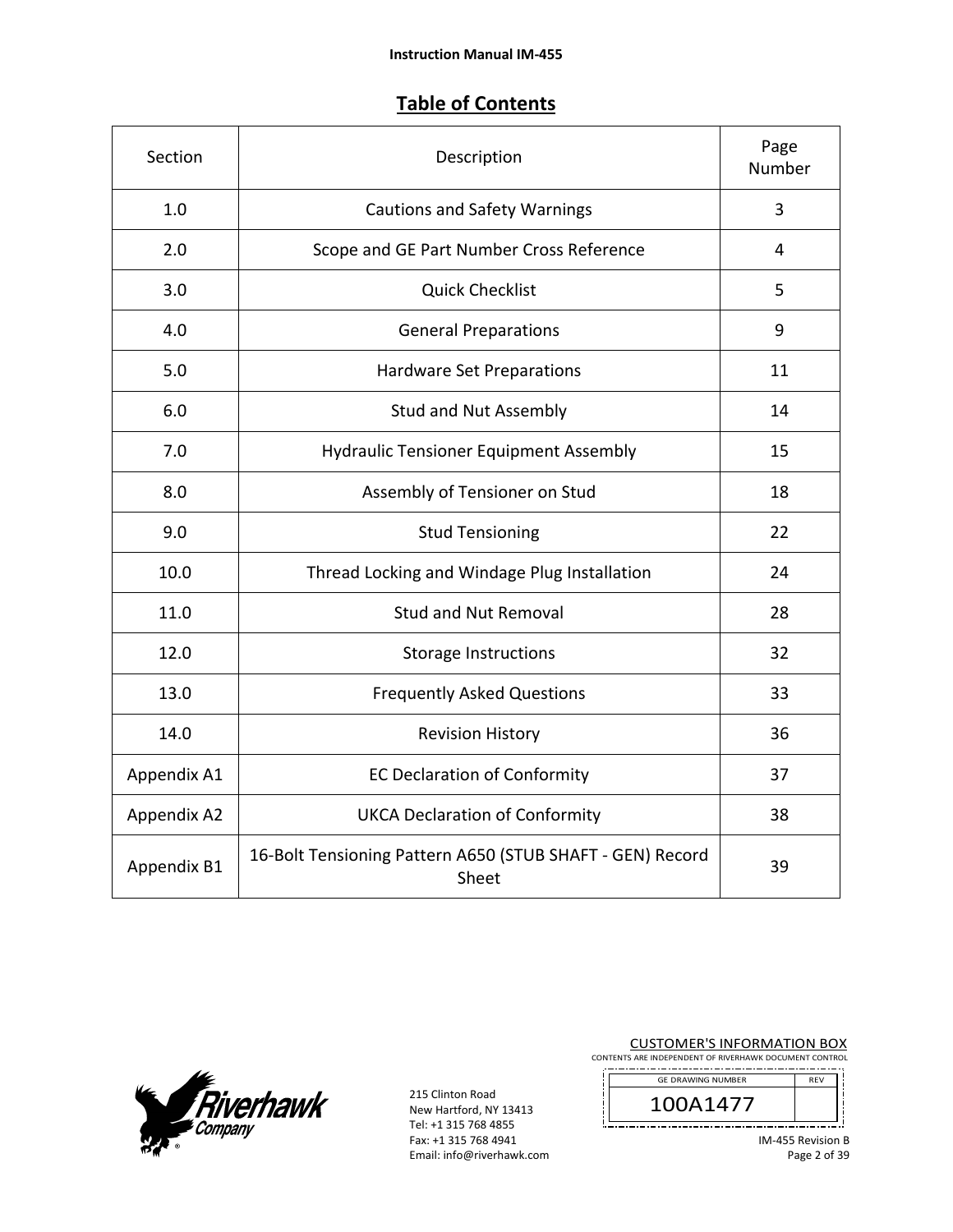## Table of Contents

| Section | Description | Page Number |
|---|---|---|
| 1.0 | Cautions and Safety Warnings | 3 |
| 2.0 | Scope and GE Part Number Cross Reference | 4 |
| 3.0 | Quick Checklist | 5 |
| 4.0 | General Preparations | 9 |
| 5.0 | Hardware Set Preparations | 11 |
| 6.0 | Stud and Nut Assembly | 14 |
| 7.0 | Hydraulic Tensioner Equipment Assembly | 15 |
| 8.0 | Assembly of Tensioner on Stud | 18 |
| 9.0 | Stud Tensioning | 22 |
| 10.0 | Thread Locking and Windage Plug Installation | 24 |
| 11.0 | Stud and Nut Removal | 28 |
| 12.0 | Storage Instructions | 32 |
| 13.0 | Frequently Asked Questions | 33 |
| 14.0 | Revision History | 36 |
| Appendix A1 | EC Declaration of Conformity | 37 |
| Appendix A2 | UKCA Declaration of Conformity | 38 |
| Appendix B1 | 16-Bolt Tensioning Pattern A650 (STUB SHAFT - GEN) Record Sheet | 39 |

215 Clinton Road
New Hartford, NY 13413
Tel: +1 315 768 4855
Fax: +1 315 768 4941
Email: info@riverhawk.com

CUSTOMER'S INFORMATION BOX
CONTENTS ARE INDEPENDENT OF RIVERHAWK DOCUMENT CONTROL

| GE DRAWING NUMBER | REV |
|---|---|
| 100A1477 | |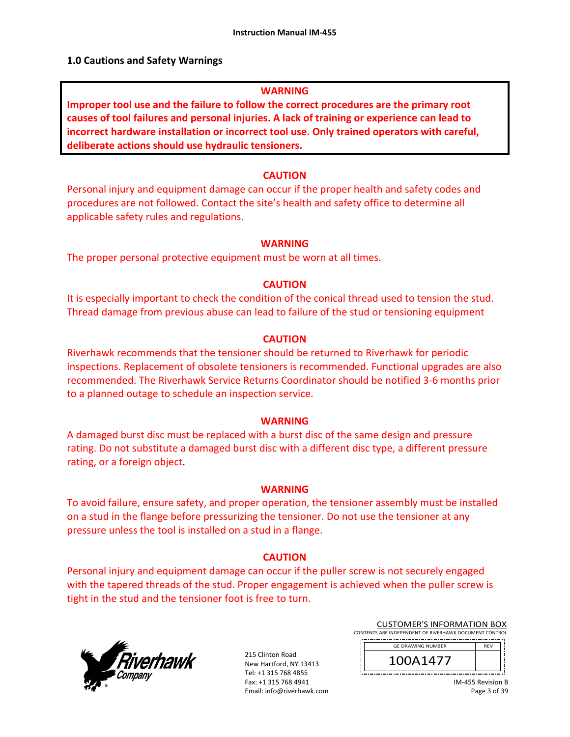## 1.0 Cautions and Safety Warnings

**WARNING**

**Improper tool use and the failure to follow the correct procedures are the primary root causes of tool failures and personal injuries. A lack of training or experience can lead to incorrect hardware installation or incorrect tool use. Only trained operators with careful, deliberate actions should use hydraulic tensioners.**

**CAUTION**

Personal injury and equipment damage can occur if the proper health and safety codes and procedures are not followed. Contact the site's health and safety office to determine all applicable safety rules and regulations.

**WARNING**

The proper personal protective equipment must be worn at all times.

**CAUTION**

It is especially important to check the condition of the conical thread used to tension the stud. Thread damage from previous abuse can lead to failure of the stud or tensioning equipment

**CAUTION**

Riverhawk recommends that the tensioner should be returned to Riverhawk for periodic inspections. Replacement of obsolete tensioners is recommended. Functional upgrades are also recommended. The Riverhawk Service Returns Coordinator should be notified 3-6 months prior to a planned outage to schedule an inspection service.

**WARNING**

A damaged burst disc must be replaced with a burst disc of the same design and pressure rating. Do not substitute a damaged burst disc with a different disc type, a different pressure rating, or a foreign object.

**WARNING**

To avoid failure, ensure safety, and proper operation, the tensioner assembly must be installed on a stud in the flange before pressurizing the tensioner. Do not use the tensioner at any pressure unless the tool is installed on a stud in a flange.

**CAUTION**

Personal injury and equipment damage can occur if the puller screw is not securely engaged with the tapered threads of the stud. Proper engagement is achieved when the puller screw is tight in the stud and the tensioner foot is free to turn.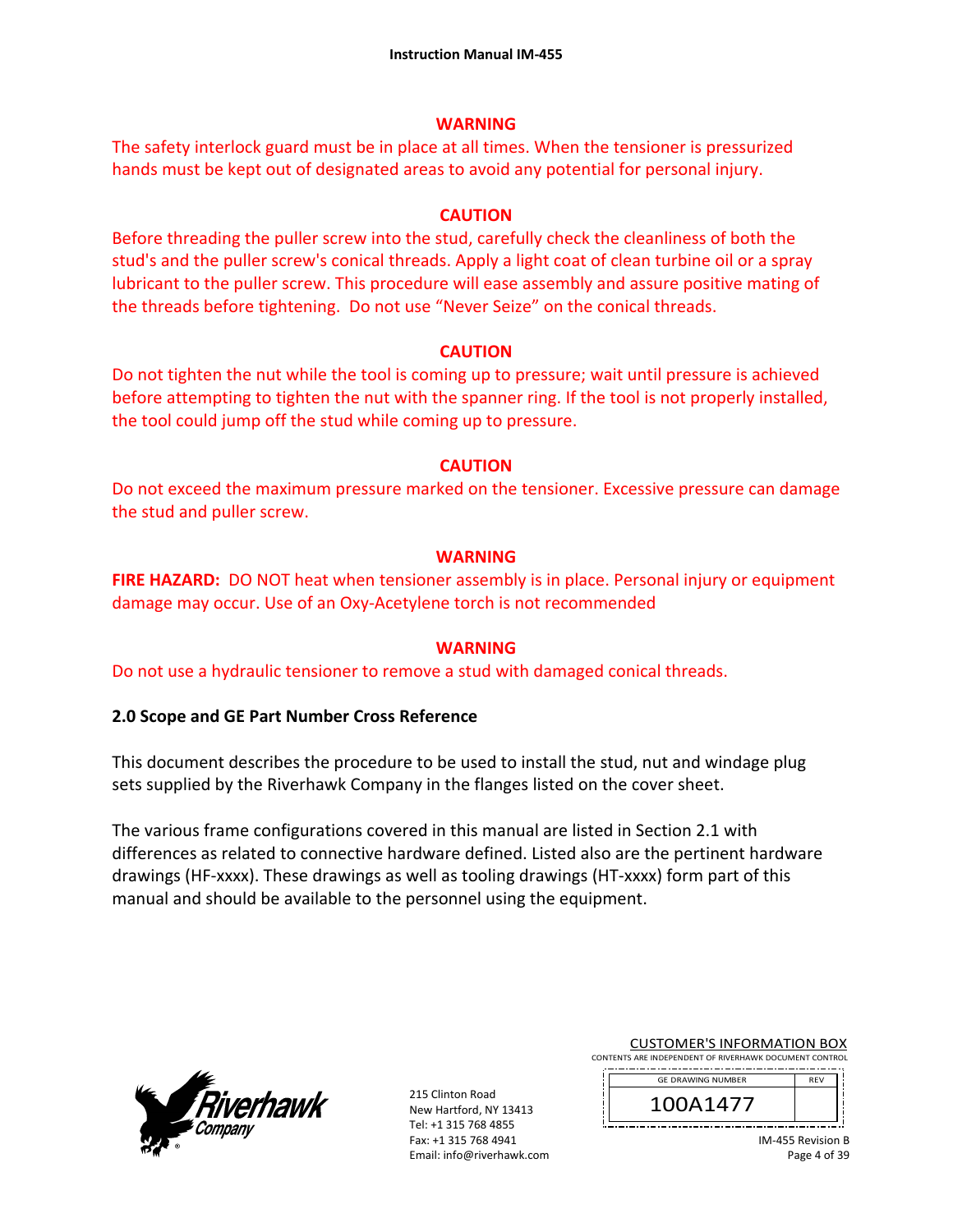**WARNING**

The safety interlock guard must be in place at all times. When the tensioner is pressurized hands must be kept out of designated areas to avoid any potential for personal injury.

**CAUTION**

Before threading the puller screw into the stud, carefully check the cleanliness of both the stud's and the puller screw's conical threads. Apply a light coat of clean turbine oil or a spray lubricant to the puller screw. This procedure will ease assembly and assure positive mating of the threads before tightening. Do not use "Never Seize" on the conical threads.

**CAUTION**

Do not tighten the nut while the tool is coming up to pressure; wait until pressure is achieved before attempting to tighten the nut with the spanner ring. If the tool is not properly installed, the tool could jump off the stud while coming up to pressure.

**CAUTION**

Do not exceed the maximum pressure marked on the tensioner. Excessive pressure can damage the stud and puller screw.

**WARNING**

**FIRE HAZARD:** DO NOT heat when tensioner assembly is in place. Personal injury or equipment damage may occur. Use of an Oxy-Acetylene torch is not recommended

**WARNING**

Do not use a hydraulic tensioner to remove a stud with damaged conical threads.

## 2.0 Scope and GE Part Number Cross Reference

This document describes the procedure to be used to install the stud, nut and windage plug sets supplied by the Riverhawk Company in the flanges listed on the cover sheet.

The various frame configurations covered in this manual are listed in Section 2.1 with differences as related to connective hardware defined. Listed also are the pertinent hardware drawings (HF-xxxx). These drawings as well as tooling drawings (HT-xxxx) form part of this manual and should be available to the personnel using the equipment.

215 Clinton Road
New Hartford, NY 13413
Tel: +1 315 768 4855
Fax: +1 315 768 4941
Email: info@riverhawk.com

CUSTOMER'S INFORMATION BOX
CONTENTS ARE INDEPENDENT OF RIVERHAWK DOCUMENT CONTROL

| GE DRAWING NUMBER | REV |
|---|---|
| 100A1477 | |

IM-455 Revision B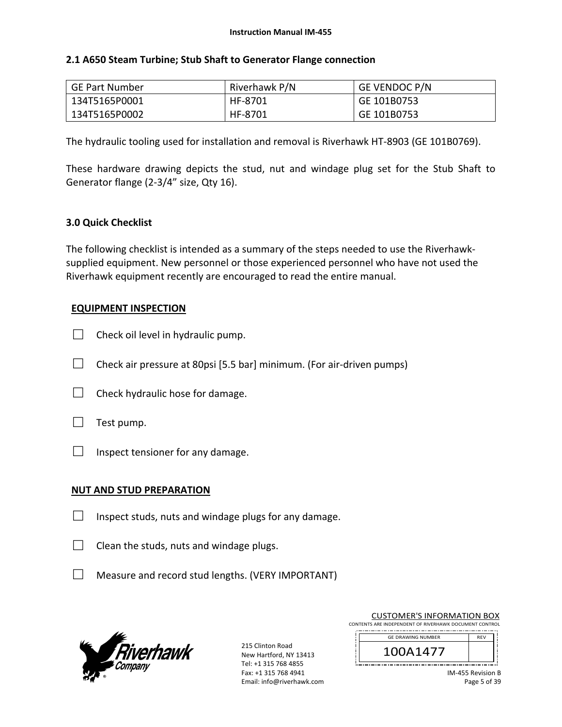## 2.1 A650 Steam Turbine; Stub Shaft to Generator Flange connection

| GE Part Number | Riverhawk P/N | GE VENDOC P/N |
|---|---|---|
| 134T5165P0001 | HF-8701 | GE 101B0753 |
| 134T5165P0002 | HF-8701 | GE 101B0753 |

The hydraulic tooling used for installation and removal is Riverhawk HT-8903 (GE 101B0769).

These hardware drawing depicts the stud, nut and windage plug set for the Stub Shaft to Generator flange (2-3/4" size, Qty 16).

## 3.0 Quick Checklist

The following checklist is intended as a summary of the steps needed to use the Riverhawk-supplied equipment. New personnel or those experienced personnel who have not used the Riverhawk equipment recently are encouraged to read the entire manual.

**EQUIPMENT INSPECTION**

☐ Check oil level in hydraulic pump.

☐ Check air pressure at 80psi [5.5 bar] minimum. (For air-driven pumps)

☐ Check hydraulic hose for damage.

☐ Test pump.

☐ Inspect tensioner for any damage.

**NUT AND STUD PREPARATION**

☐ Inspect studs, nuts and windage plugs for any damage.

☐ Clean the studs, nuts and windage plugs.

☐ Measure and record stud lengths. (VERY IMPORTANT)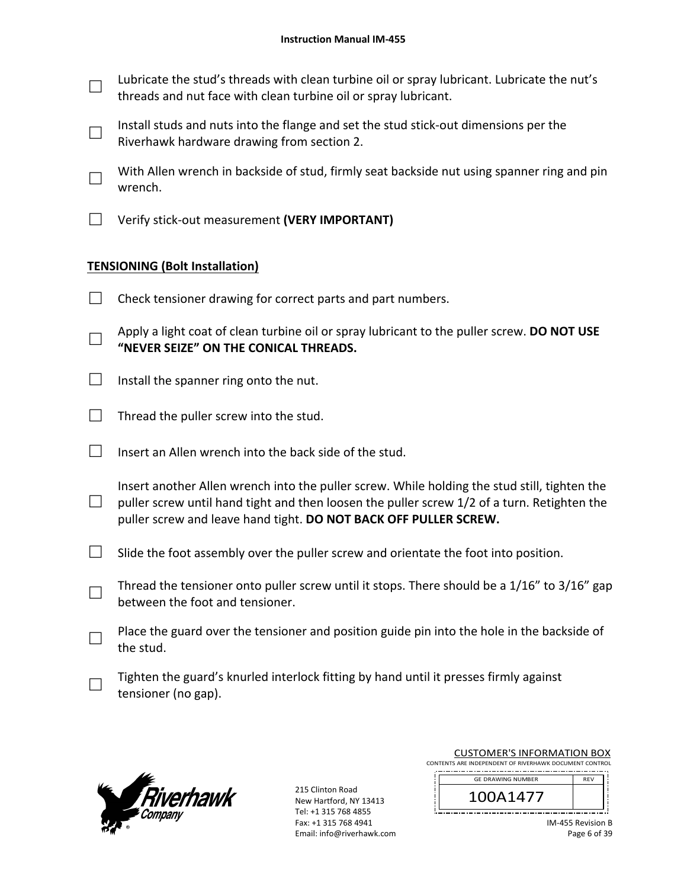☐ Lubricate the stud's threads with clean turbine oil or spray lubricant. Lubricate the nut's threads and nut face with clean turbine oil or spray lubricant.

☐ Install studs and nuts into the flange and set the stud stick-out dimensions per the Riverhawk hardware drawing from section 2.

☐ With Allen wrench in backside of stud, firmly seat backside nut using spanner ring and pin wrench.

☐ Verify stick-out measurement **(VERY IMPORTANT)**

**TENSIONING (Bolt Installation)**

☐ Check tensioner drawing for correct parts and part numbers.

☐ Apply a light coat of clean turbine oil or spray lubricant to the puller screw. **DO NOT USE "NEVER SEIZE" ON THE CONICAL THREADS.**

☐ Install the spanner ring onto the nut.

☐ Thread the puller screw into the stud.

☐ Insert an Allen wrench into the back side of the stud.

☐ Insert another Allen wrench into the puller screw. While holding the stud still, tighten the puller screw until hand tight and then loosen the puller screw 1/2 of a turn. Retighten the puller screw and leave hand tight. **DO NOT BACK OFF PULLER SCREW.**

☐ Slide the foot assembly over the puller screw and orientate the foot into position.

☐ Thread the tensioner onto puller screw until it stops. There should be a 1/16" to 3/16" gap between the foot and tensioner.

☐ Place the guard over the tensioner and position guide pin into the hole in the backside of the stud.

☐ Tighten the guard's knurled interlock fitting by hand until it presses firmly against tensioner (no gap).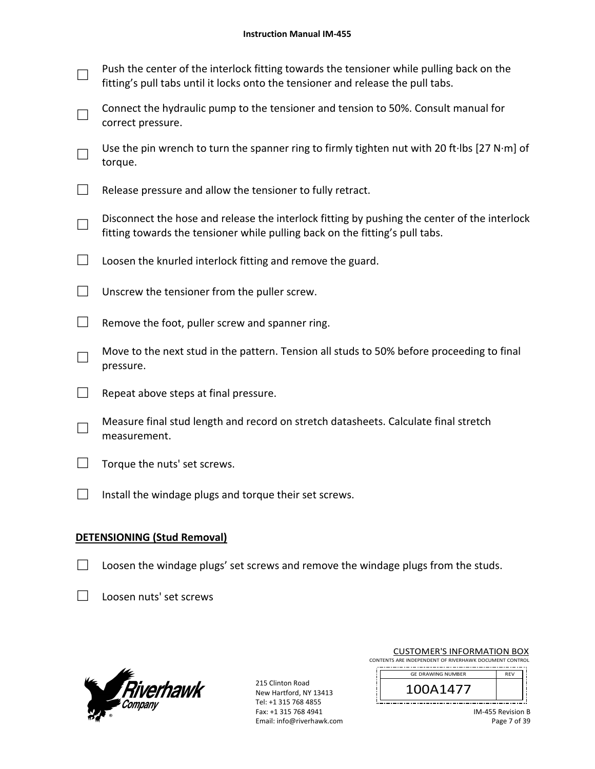☐ Push the center of the interlock fitting towards the tensioner while pulling back on the fitting's pull tabs until it locks onto the tensioner and release the pull tabs.

☐ Connect the hydraulic pump to the tensioner and tension to 50%. Consult manual for correct pressure.

☐ Use the pin wrench to turn the spanner ring to firmly tighten nut with 20 ft·lbs [27 N·m] of torque.

☐ Release pressure and allow the tensioner to fully retract.

☐ Disconnect the hose and release the interlock fitting by pushing the center of the interlock fitting towards the tensioner while pulling back on the fitting's pull tabs.

☐ Loosen the knurled interlock fitting and remove the guard.

☐ Unscrew the tensioner from the puller screw.

☐ Remove the foot, puller screw and spanner ring.

☐ Move to the next stud in the pattern. Tension all studs to 50% before proceeding to final pressure.

☐ Repeat above steps at final pressure.

☐ Measure final stud length and record on stretch datasheets. Calculate final stretch measurement.

☐ Torque the nuts' set screws.

☐ Install the windage plugs and torque their set screws.

**DETENSIONING (Stud Removal)**

☐ Loosen the windage plugs' set screws and remove the windage plugs from the studs.

☐ Loosen nuts' set screws

215 Clinton Road
New Hartford, NY 13413
Tel: +1 315 768 4855
Fax: +1 315 768 4941
Email: info@riverhawk.com

CUSTOMER'S INFORMATION BOX
CONTENTS ARE INDEPENDENT OF RIVERHAWK DOCUMENT CONTROL

| GE DRAWING NUMBER | REV |
|---|---|
| 100A1477 | |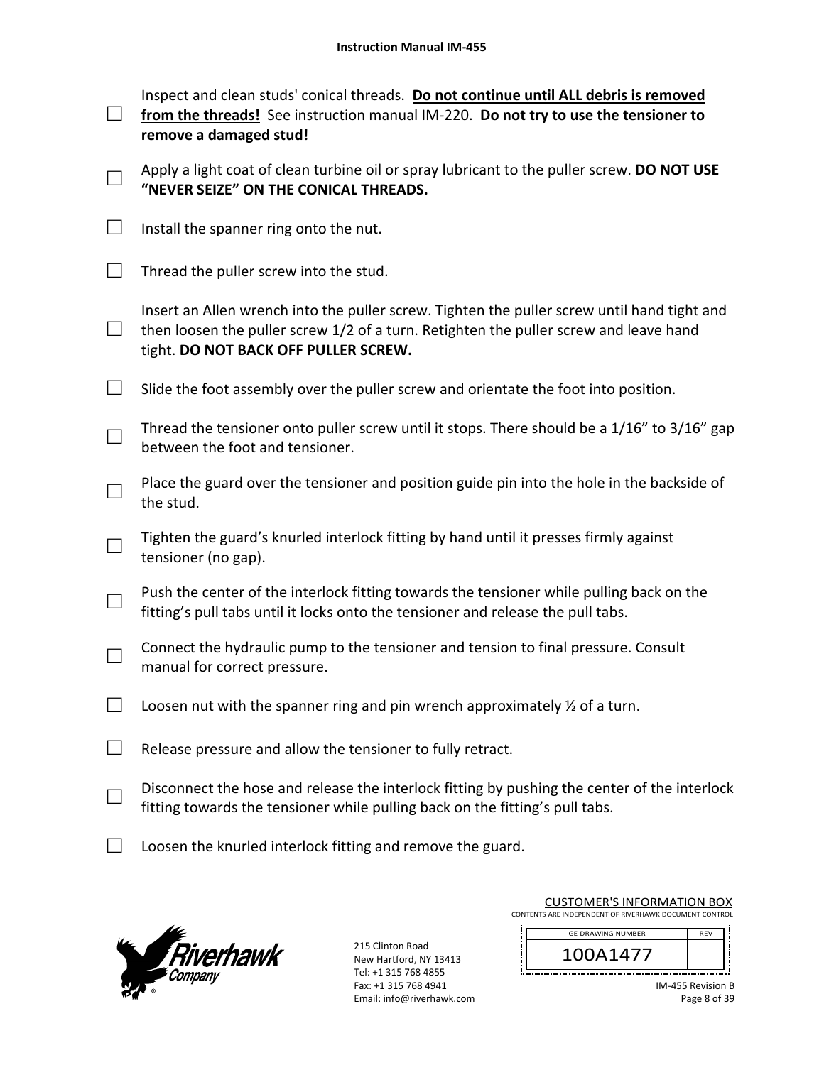- ☐ Inspect and clean studs' conical threads. **Do not continue until ALL debris is removed from the threads!** See instruction manual IM-220. **Do not try to use the tensioner to remove a damaged stud!**
- ☐ Apply a light coat of clean turbine oil or spray lubricant to the puller screw. **DO NOT USE "NEVER SEIZE" ON THE CONICAL THREADS.**
- ☐ Install the spanner ring onto the nut.
- ☐ Thread the puller screw into the stud.
- ☐ Insert an Allen wrench into the puller screw. Tighten the puller screw until hand tight and then loosen the puller screw 1/2 of a turn. Retighten the puller screw and leave hand tight. **DO NOT BACK OFF PULLER SCREW.**
- ☐ Slide the foot assembly over the puller screw and orientate the foot into position.
- ☐ Thread the tensioner onto puller screw until it stops. There should be a 1/16" to 3/16" gap between the foot and tensioner.
- ☐ Place the guard over the tensioner and position guide pin into the hole in the backside of the stud.
- ☐ Tighten the guard's knurled interlock fitting by hand until it presses firmly against tensioner (no gap).
- ☐ Push the center of the interlock fitting towards the tensioner while pulling back on the fitting's pull tabs until it locks onto the tensioner and release the pull tabs.
- ☐ Connect the hydraulic pump to the tensioner and tension to final pressure. Consult manual for correct pressure.
- ☐ Loosen nut with the spanner ring and pin wrench approximately ½ of a turn.
- ☐ Release pressure and allow the tensioner to fully retract.
- ☐ Disconnect the hose and release the interlock fitting by pushing the center of the interlock fitting towards the tensioner while pulling back on the fitting's pull tabs.
- ☐ Loosen the knurled interlock fitting and remove the guard.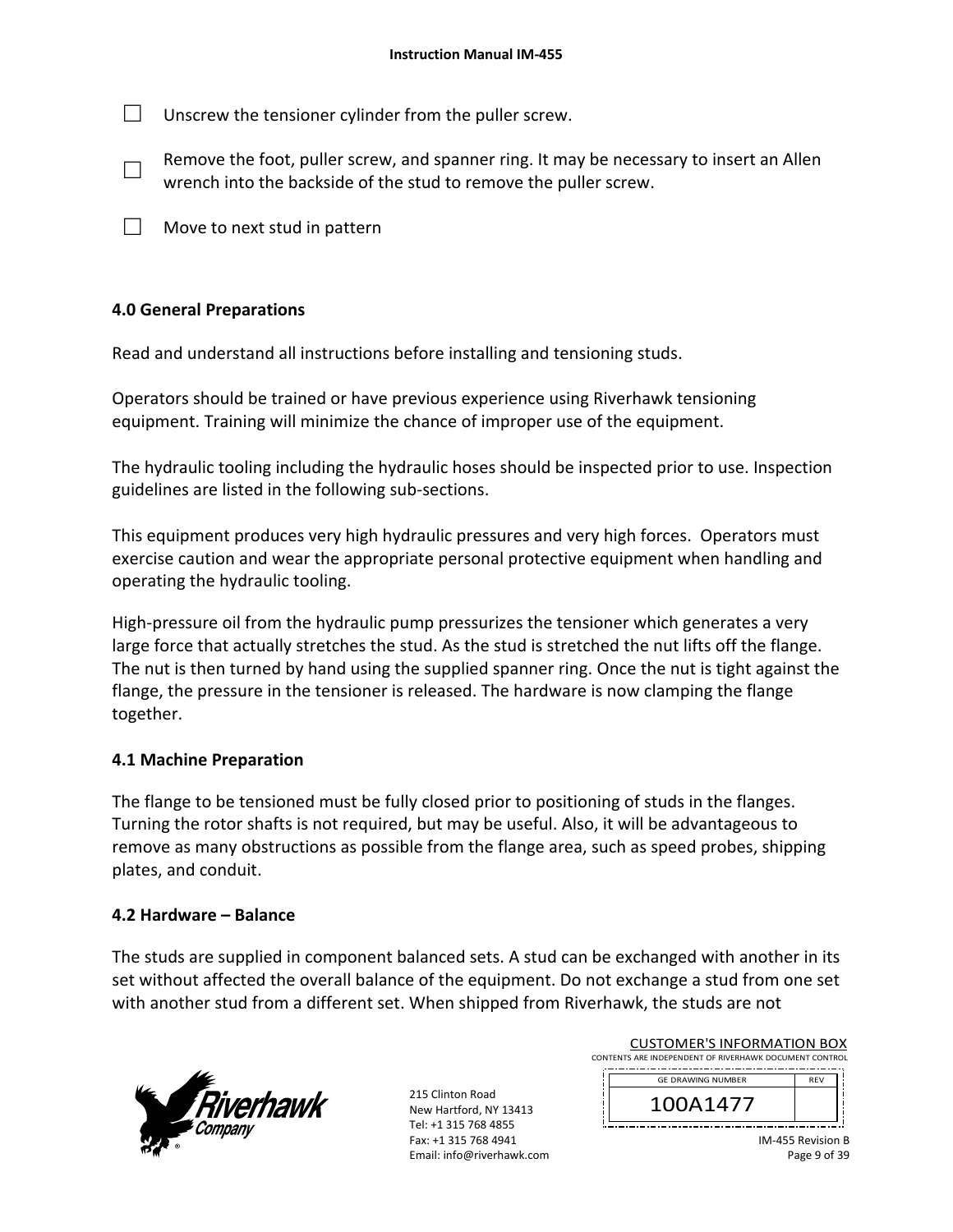☐ Unscrew the tensioner cylinder from the puller screw.

☐ Remove the foot, puller screw, and spanner ring. It may be necessary to insert an Allen wrench into the backside of the stud to remove the puller screw.

☐ Move to next stud in pattern

## 4.0 General Preparations

Read and understand all instructions before installing and tensioning studs.

Operators should be trained or have previous experience using Riverhawk tensioning equipment. Training will minimize the chance of improper use of the equipment.

The hydraulic tooling including the hydraulic hoses should be inspected prior to use. Inspection guidelines are listed in the following sub-sections.

This equipment produces very high hydraulic pressures and very high forces. Operators must exercise caution and wear the appropriate personal protective equipment when handling and operating the hydraulic tooling.

High-pressure oil from the hydraulic pump pressurizes the tensioner which generates a very large force that actually stretches the stud. As the stud is stretched the nut lifts off the flange. The nut is then turned by hand using the supplied spanner ring. Once the nut is tight against the flange, the pressure in the tensioner is released. The hardware is now clamping the flange together.

### 4.1 Machine Preparation

The flange to be tensioned must be fully closed prior to positioning of studs in the flanges. Turning the rotor shafts is not required, but may be useful. Also, it will be advantageous to remove as many obstructions as possible from the flange area, such as speed probes, shipping plates, and conduit.

### 4.2 Hardware – Balance

The studs are supplied in component balanced sets. A stud can be exchanged with another in its set without affected the overall balance of the equipment. Do not exchange a stud from one set with another stud from a different set. When shipped from Riverhawk, the studs are not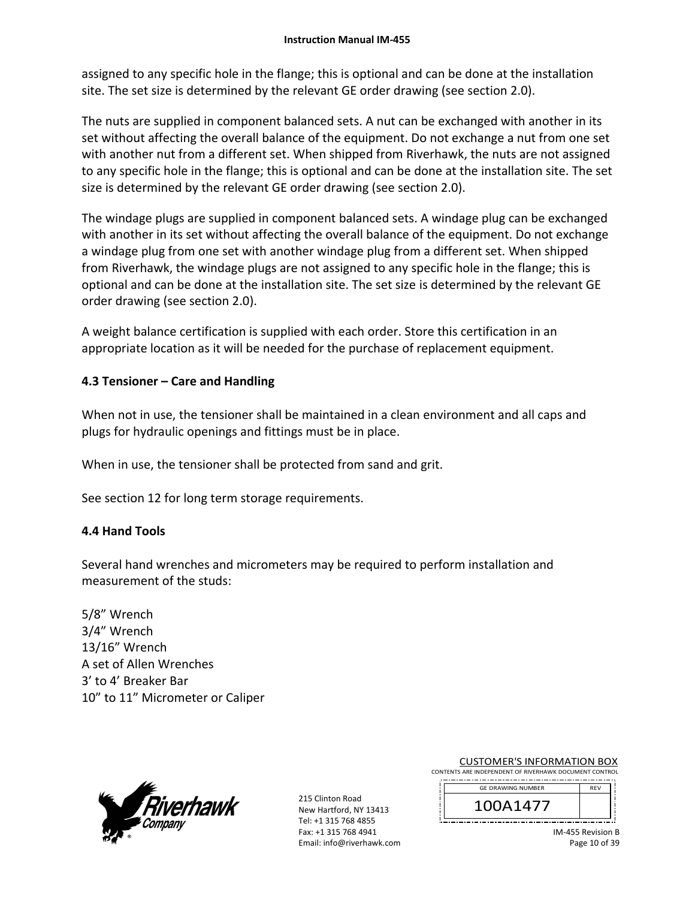assigned to any specific hole in the flange; this is optional and can be done at the installation site. The set size is determined by the relevant GE order drawing (see section 2.0).

The nuts are supplied in component balanced sets. A nut can be exchanged with another in its set without affecting the overall balance of the equipment. Do not exchange a nut from one set with another nut from a different set. When shipped from Riverhawk, the nuts are not assigned to any specific hole in the flange; this is optional and can be done at the installation site. The set size is determined by the relevant GE order drawing (see section 2.0).

The windage plugs are supplied in component balanced sets. A windage plug can be exchanged with another in its set without affecting the overall balance of the equipment. Do not exchange a windage plug from one set with another windage plug from a different set. When shipped from Riverhawk, the windage plugs are not assigned to any specific hole in the flange; this is optional and can be done at the installation site. The set size is determined by the relevant GE order drawing (see section 2.0).

A weight balance certification is supplied with each order. Store this certification in an appropriate location as it will be needed for the purchase of replacement equipment.

## 4.3 Tensioner – Care and Handling

When not in use, the tensioner shall be maintained in a clean environment and all caps and plugs for hydraulic openings and fittings must be in place.

When in use, the tensioner shall be protected from sand and grit.

See section 12 for long term storage requirements.

## 4.4 Hand Tools

Several hand wrenches and micrometers may be required to perform installation and measurement of the studs:

5/8" Wrench
3/4" Wrench
13/16" Wrench
A set of Allen Wrenches
3' to 4' Breaker Bar
10" to 11" Micrometer or Caliper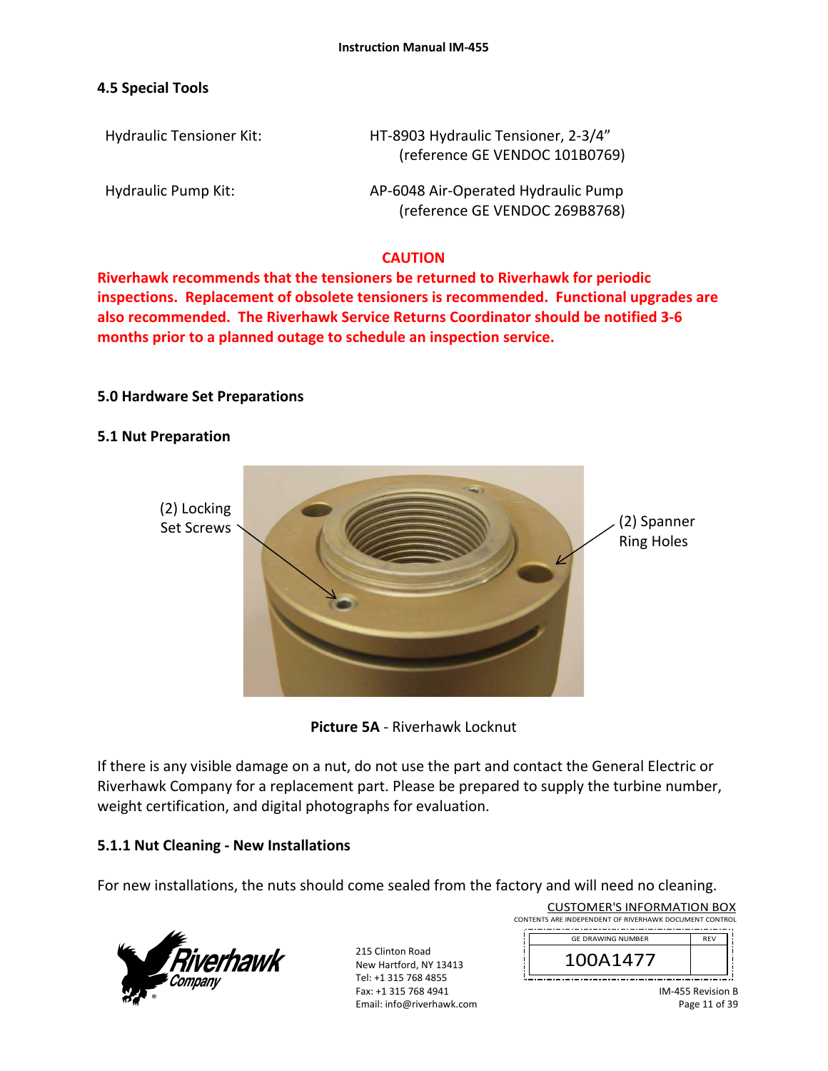## 4.5 Special Tools

| | |
|---|---|
| Hydraulic Tensioner Kit: | HT-8903 Hydraulic Tensioner, 2-3/4" (reference GE VENDOC 101B0769) |
| Hydraulic Pump Kit: | AP-6048 Air-Operated Hydraulic Pump (reference GE VENDOC 269B8768) |

**CAUTION**

**Riverhawk recommends that the tensioners be returned to Riverhawk for periodic inspections. Replacement of obsolete tensioners is recommended. Functional upgrades are also recommended. The Riverhawk Service Returns Coordinator should be notified 3-6 months prior to a planned outage to schedule an inspection service.**

## 5.0 Hardware Set Preparations

### 5.1 Nut Preparation

(2) Locking Set Screws

(2) Spanner Ring Holes

**Picture 5A** - Riverhawk Locknut

If there is any visible damage on a nut, do not use the part and contact the General Electric or Riverhawk Company for a replacement part. Please be prepared to supply the turbine number, weight certification, and digital photographs for evaluation.

#### 5.1.1 Nut Cleaning - New Installations

For new installations, the nuts should come sealed from the factory and will need no cleaning.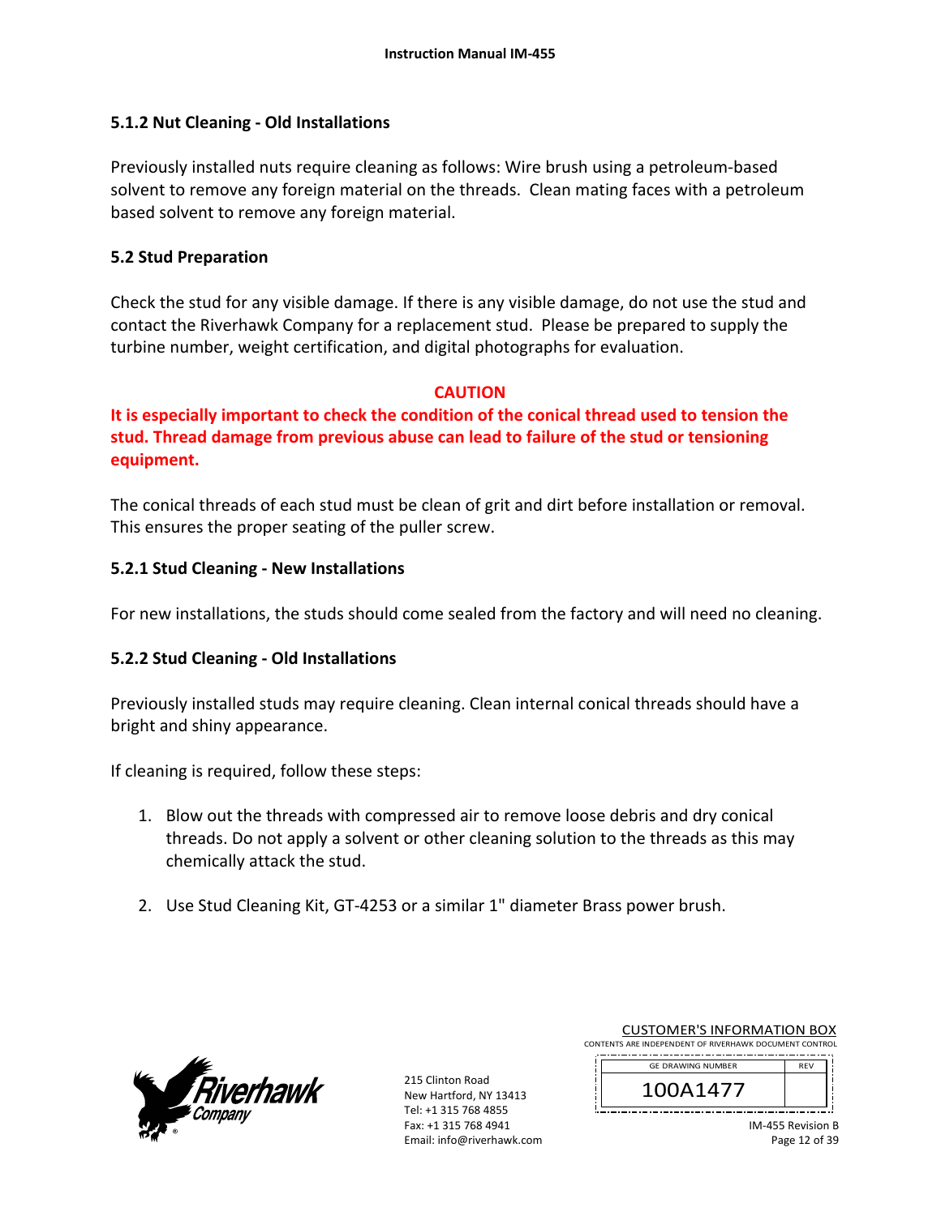### 5.1.2 Nut Cleaning - Old Installations

Previously installed nuts require cleaning as follows: Wire brush using a petroleum-based solvent to remove any foreign material on the threads. Clean mating faces with a petroleum based solvent to remove any foreign material.

## 5.2 Stud Preparation

Check the stud for any visible damage. If there is any visible damage, do not use the stud and contact the Riverhawk Company for a replacement stud. Please be prepared to supply the turbine number, weight certification, and digital photographs for evaluation.

**CAUTION**

**It is especially important to check the condition of the conical thread used to tension the stud. Thread damage from previous abuse can lead to failure of the stud or tensioning equipment.**

The conical threads of each stud must be clean of grit and dirt before installation or removal. This ensures the proper seating of the puller screw.

### 5.2.1 Stud Cleaning - New Installations

For new installations, the studs should come sealed from the factory and will need no cleaning.

### 5.2.2 Stud Cleaning - Old Installations

Previously installed studs may require cleaning. Clean internal conical threads should have a bright and shiny appearance.

If cleaning is required, follow these steps:

1. Blow out the threads with compressed air to remove loose debris and dry conical threads. Do not apply a solvent or other cleaning solution to the threads as this may chemically attack the stud.

2. Use Stud Cleaning Kit, GT-4253 or a similar 1" diameter Brass power brush.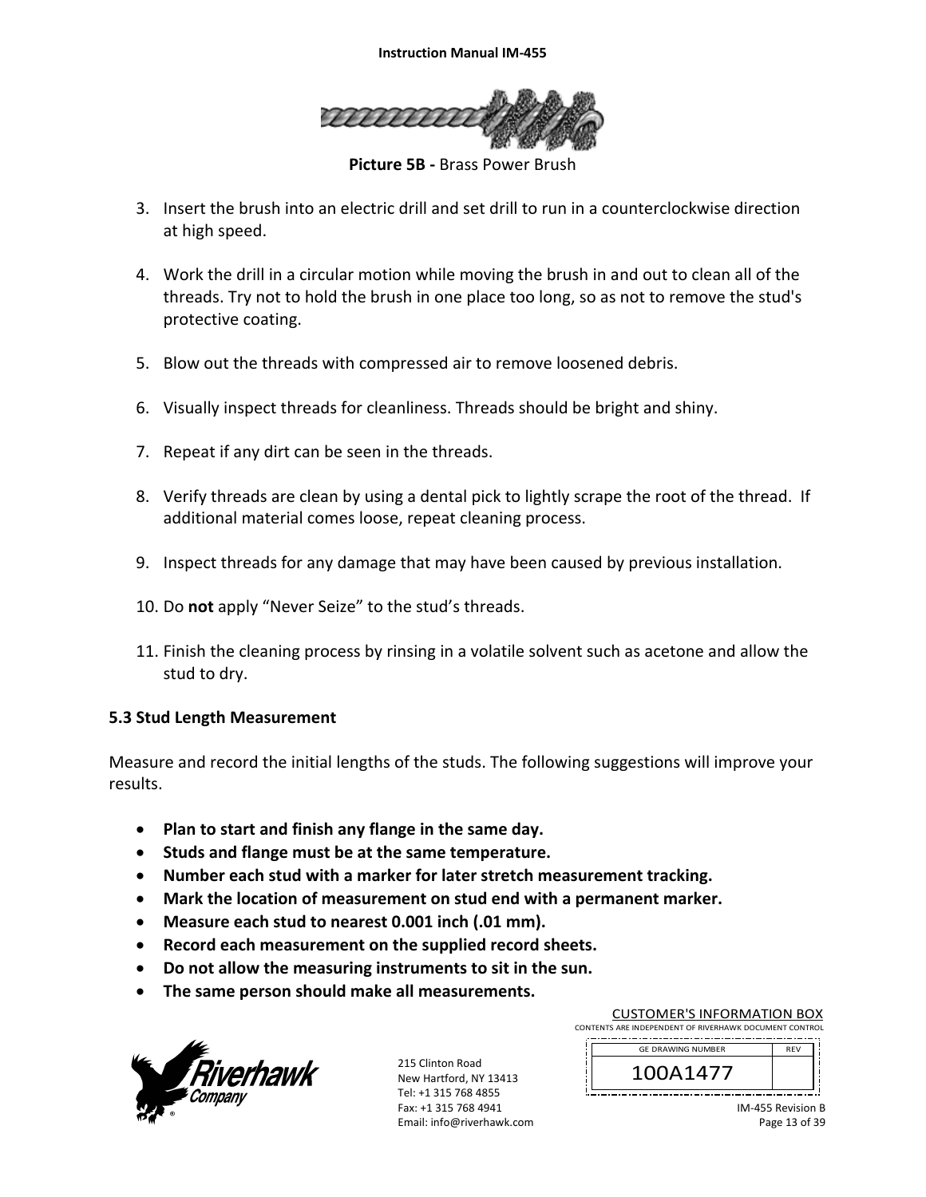**Picture 5B -** Brass Power Brush

3. Insert the brush into an electric drill and set drill to run in a counterclockwise direction at high speed.

4. Work the drill in a circular motion while moving the brush in and out to clean all of the threads. Try not to hold the brush in one place too long, so as not to remove the stud's protective coating.

5. Blow out the threads with compressed air to remove loosened debris.

6. Visually inspect threads for cleanliness. Threads should be bright and shiny.

7. Repeat if any dirt can be seen in the threads.

8. Verify threads are clean by using a dental pick to lightly scrape the root of the thread. If additional material comes loose, repeat cleaning process.

9. Inspect threads for any damage that may have been caused by previous installation.

10. Do **not** apply "Never Seize" to the stud's threads.

11. Finish the cleaning process by rinsing in a volatile solvent such as acetone and allow the stud to dry.

### 5.3 Stud Length Measurement

Measure and record the initial lengths of the studs. The following suggestions will improve your results.

- **Plan to start and finish any flange in the same day.**
- **Studs and flange must be at the same temperature.**
- **Number each stud with a marker for later stretch measurement tracking.**
- **Mark the location of measurement on stud end with a permanent marker.**
- **Measure each stud to nearest 0.001 inch (.01 mm).**
- **Record each measurement on the supplied record sheets.**
- **Do not allow the measuring instruments to sit in the sun.**
- **The same person should make all measurements.**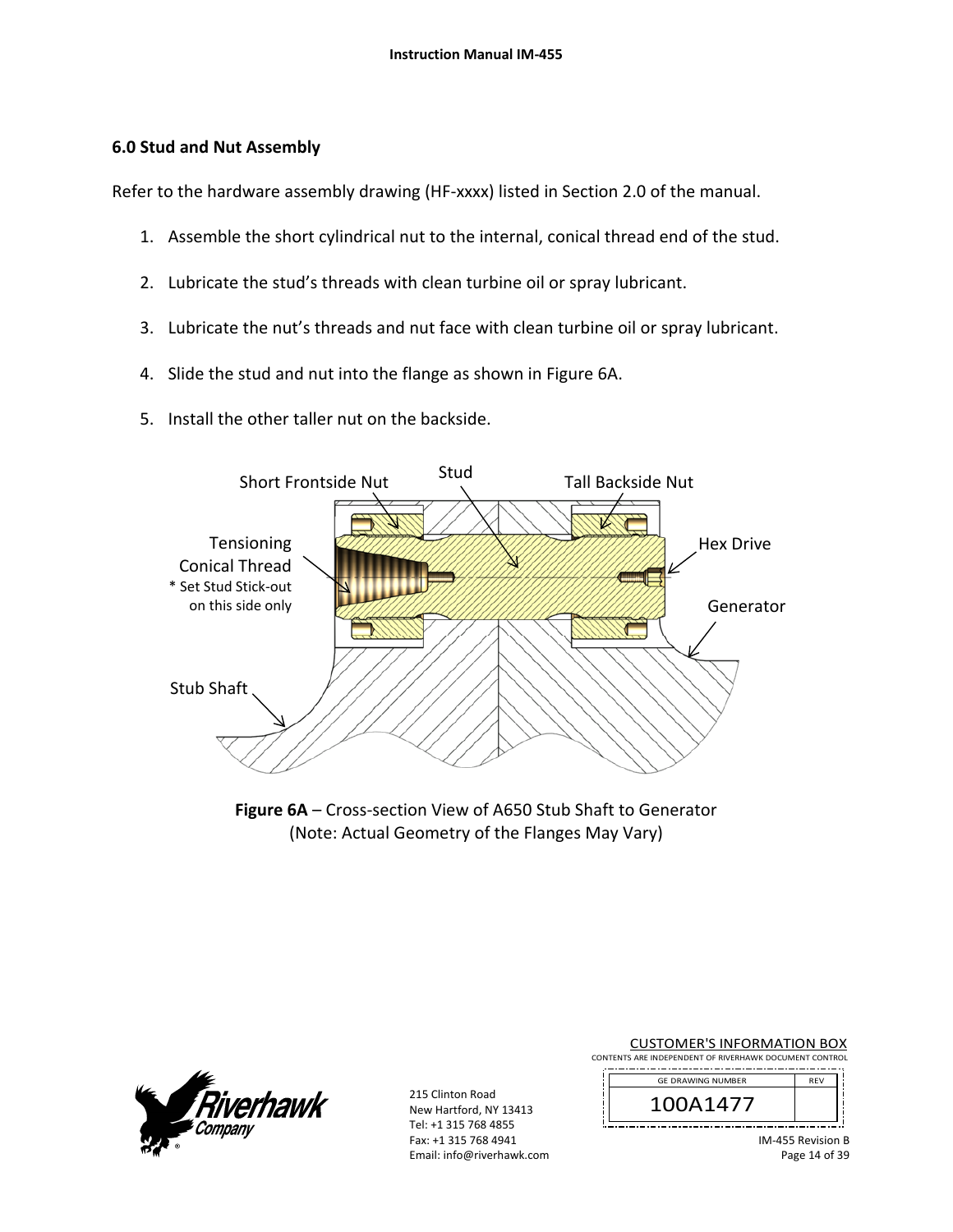## 6.0 Stud and Nut Assembly

Refer to the hardware assembly drawing (HF-xxxx) listed in Section 2.0 of the manual.

1. Assemble the short cylindrical nut to the internal, conical thread end of the stud.
2. Lubricate the stud's threads with clean turbine oil or spray lubricant.
3. Lubricate the nut's threads and nut face with clean turbine oil or spray lubricant.
4. Slide the stud and nut into the flange as shown in Figure 6A.
5. Install the other taller nut on the backside.

Short Frontside Nut

Stud

Tall Backside Nut

Tensioning Conical Thread

* Set Stud Stick-out on this side only

Hex Drive

Generator

Stub Shaft

**Figure 6A** – Cross-section View of A650 Stub Shaft to Generator
(Note: Actual Geometry of the Flanges May Vary)

215 Clinton Road
New Hartford, NY 13413
Tel: +1 315 768 4855
Fax: +1 315 768 4941
Email: info@riverhawk.com

CUSTOMER'S INFORMATION BOX
CONTENTS ARE INDEPENDENT OF RIVERHAWK DOCUMENT CONTROL

| GE DRAWING NUMBER | REV |
|---|---|
| 100A1477 | |

IM-455 Revision B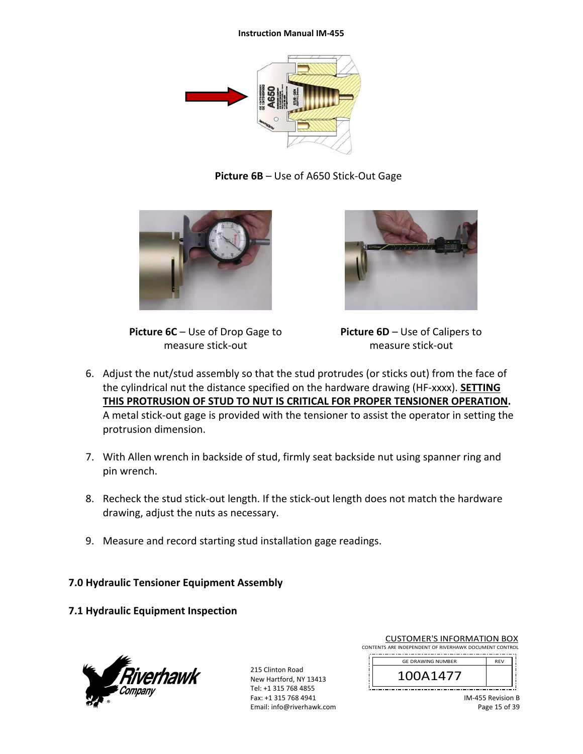Picture 6B – Use of A650 Stick-Out Gage

**Picture 6C** – Use of Drop Gage to measure stick-out

**Picture 6D** – Use of Calipers to measure stick-out

6. Adjust the nut/stud assembly so that the stud protrudes (or sticks out) from the face of the cylindrical nut the distance specified on the hardware drawing (HF-xxxx). **SETTING THIS PROTRUSION OF STUD TO NUT IS CRITICAL FOR PROPER TENSIONER OPERATION.** A metal stick-out gage is provided with the tensioner to assist the operator in setting the protrusion dimension.

7. With Allen wrench in backside of stud, firmly seat backside nut using spanner ring and pin wrench.

8. Recheck the stud stick-out length. If the stick-out length does not match the hardware drawing, adjust the nuts as necessary.

9. Measure and record starting stud installation gage readings.

## 7.0 Hydraulic Tensioner Equipment Assembly

### 7.1 Hydraulic Equipment Inspection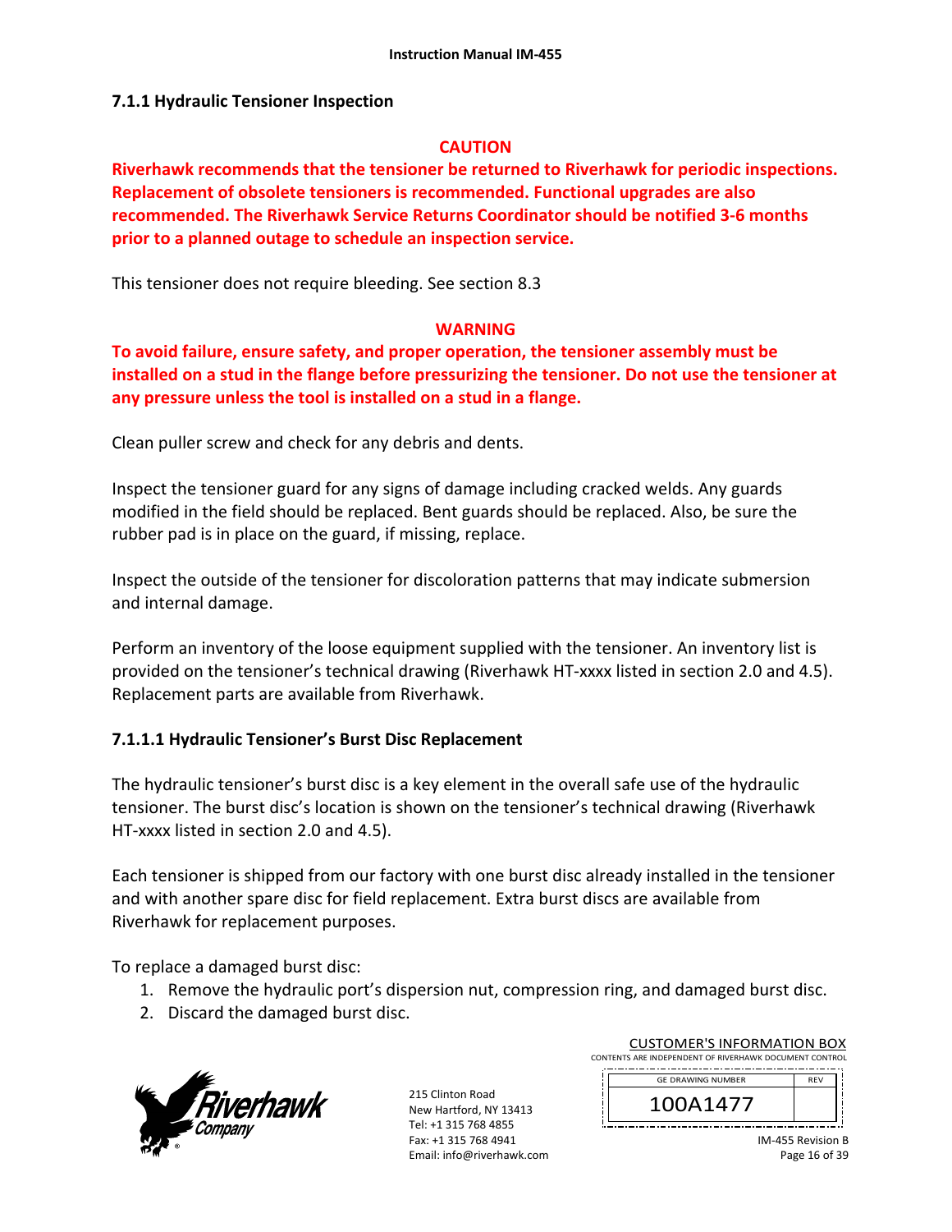### 7.1.1 Hydraulic Tensioner Inspection

**CAUTION**

**Riverhawk recommends that the tensioner be returned to Riverhawk for periodic inspections. Replacement of obsolete tensioners is recommended. Functional upgrades are also recommended. The Riverhawk Service Returns Coordinator should be notified 3-6 months prior to a planned outage to schedule an inspection service.**

This tensioner does not require bleeding. See section 8.3

**WARNING**

**To avoid failure, ensure safety, and proper operation, the tensioner assembly must be installed on a stud in the flange before pressurizing the tensioner. Do not use the tensioner at any pressure unless the tool is installed on a stud in a flange.**

Clean puller screw and check for any debris and dents.

Inspect the tensioner guard for any signs of damage including cracked welds. Any guards modified in the field should be replaced. Bent guards should be replaced. Also, be sure the rubber pad is in place on the guard, if missing, replace.

Inspect the outside of the tensioner for discoloration patterns that may indicate submersion and internal damage.

Perform an inventory of the loose equipment supplied with the tensioner. An inventory list is provided on the tensioner's technical drawing (Riverhawk HT-xxxx listed in section 2.0 and 4.5). Replacement parts are available from Riverhawk.

#### 7.1.1.1 Hydraulic Tensioner's Burst Disc Replacement

The hydraulic tensioner's burst disc is a key element in the overall safe use of the hydraulic tensioner. The burst disc's location is shown on the tensioner's technical drawing (Riverhawk HT-xxxx listed in section 2.0 and 4.5).

Each tensioner is shipped from our factory with one burst disc already installed in the tensioner and with another spare disc for field replacement. Extra burst discs are available from Riverhawk for replacement purposes.

To replace a damaged burst disc:

1. Remove the hydraulic port's dispersion nut, compression ring, and damaged burst disc.
2. Discard the damaged burst disc.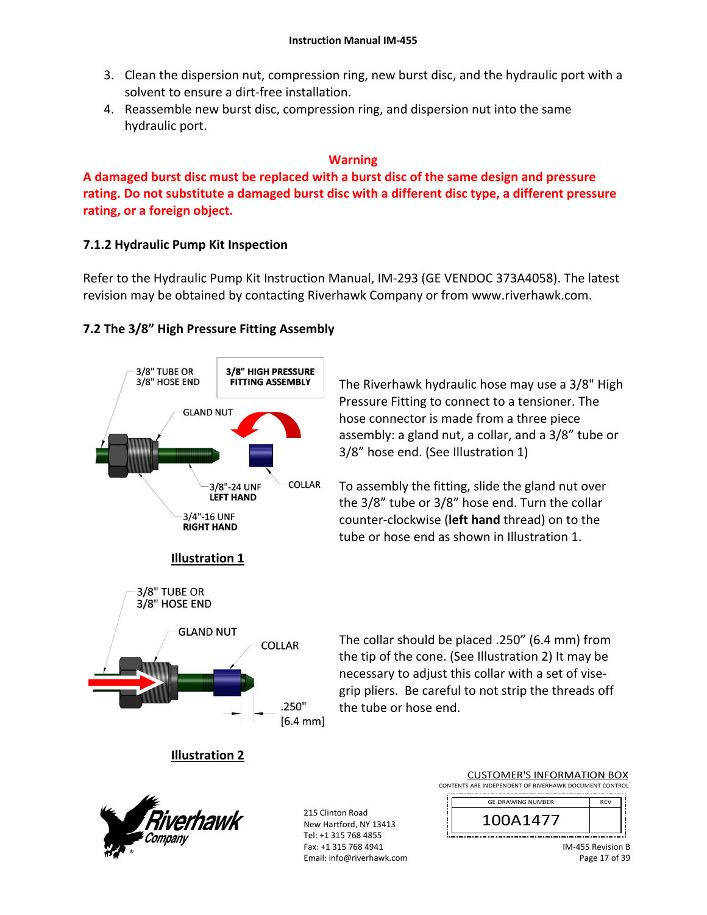3. Clean the dispersion nut, compression ring, new burst disc, and the hydraulic port with a solvent to ensure a dirt-free installation.
4. Reassemble new burst disc, compression ring, and dispersion nut into the same hydraulic port.

**Warning**

**A damaged burst disc must be replaced with a burst disc of the same design and pressure rating. Do not substitute a damaged burst disc with a different disc type, a different pressure rating, or a foreign object.**

### 7.1.2 Hydraulic Pump Kit Inspection

Refer to the Hydraulic Pump Kit Instruction Manual, IM-293 (GE VENDOC 373A4058). The latest revision may be obtained by contacting Riverhawk Company or from www.riverhawk.com.

## 7.2 The 3/8" High Pressure Fitting Assembly

3/8" HIGH PRESSURE FITTING ASSEMBLY

3/8" TUBE OR 3/8" HOSE END

GLAND NUT

COLLAR

3/8"-24 UNF LEFT HAND

3/4"-16 UNF RIGHT HAND

**Illustration 1**

The Riverhawk hydraulic hose may use a 3/8" High Pressure Fitting to connect to a tensioner. The hose connector is made from a three piece assembly: a gland nut, a collar, and a 3/8" tube or 3/8" hose end. (See Illustration 1)

To assembly the fitting, slide the gland nut over the 3/8" tube or 3/8" hose end. Turn the collar counter-clockwise (**left hand** thread) on to the tube or hose end as shown in Illustration 1.

3/8" TUBE OR 3/8" HOSE END

GLAND NUT

COLLAR

.250" [6.4 mm]

**Illustration 2**

The collar should be placed .250" (6.4 mm) from the tip of the cone. (See Illustration 2) It may be necessary to adjust this collar with a set of vise-grip pliers. Be careful to not strip the threads off the tube or hose end.

215 Clinton Road
New Hartford, NY 13413
Tel: +1 315 768 4855
Fax: +1 315 768 4941
Email: info@riverhawk.com

CUSTOMER'S INFORMATION BOX
CONTENTS ARE INDEPENDENT OF RIVERHAWK DOCUMENT CONTROL

| GE DRAWING NUMBER | REV |
| --- | --- |
| 100A1477 | |

IM-455 Revision B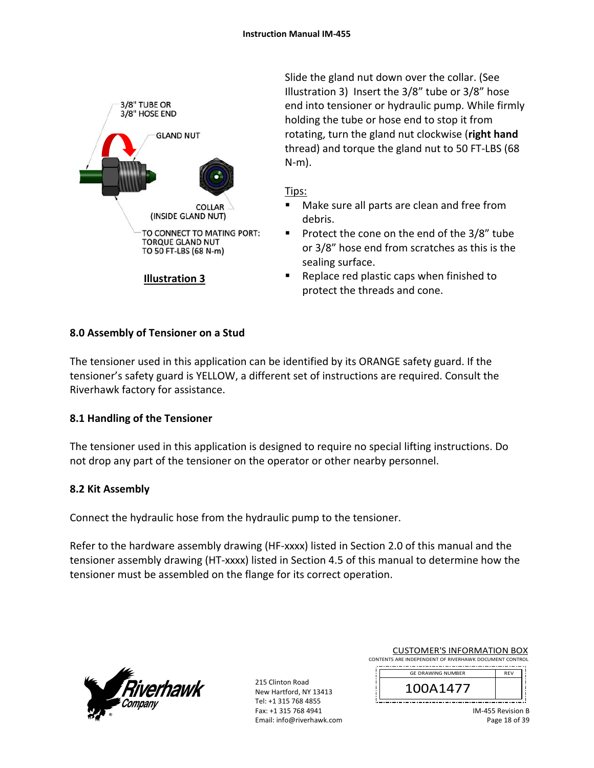3/8" TUBE OR
3/8" HOSE END

GLAND NUT

COLLAR
(INSIDE GLAND NUT)

TO CONNECT TO MATING PORT:
TORQUE GLAND NUT
TO 50 FT-LBS (68 N-m)

**Illustration 3**

Slide the gland nut down over the collar. (See Illustration 3) Insert the 3/8" tube or 3/8" hose end into tensioner or hydraulic pump. While firmly holding the tube or hose end to stop it from rotating, turn the gland nut clockwise (**right hand** thread) and torque the gland nut to 50 FT-LBS (68 N-m).

Tips:

- Make sure all parts are clean and free from debris.
- Protect the cone on the end of the 3/8" tube or 3/8" hose end from scratches as this is the sealing surface.
- Replace red plastic caps when finished to protect the threads and cone.

## 8.0 Assembly of Tensioner on a Stud

The tensioner used in this application can be identified by its ORANGE safety guard. If the tensioner's safety guard is YELLOW, a different set of instructions are required. Consult the Riverhawk factory for assistance.

### 8.1 Handling of the Tensioner

The tensioner used in this application is designed to require no special lifting instructions. Do not drop any part of the tensioner on the operator or other nearby personnel.

### 8.2 Kit Assembly

Connect the hydraulic hose from the hydraulic pump to the tensioner.

Refer to the hardware assembly drawing (HF-xxxx) listed in Section 2.0 of this manual and the tensioner assembly drawing (HT-xxxx) listed in Section 4.5 of this manual to determine how the tensioner must be assembled on the flange for its correct operation.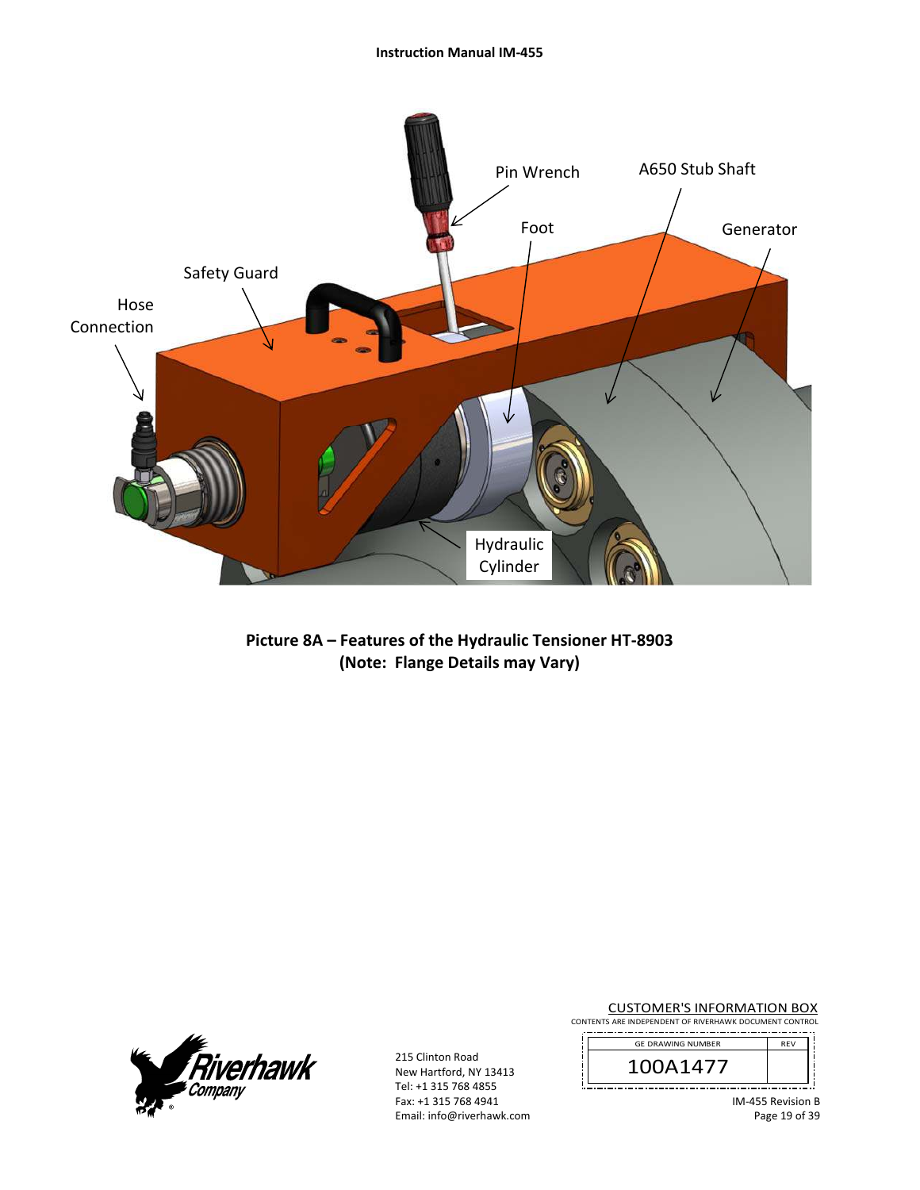**Picture 8A – Features of the Hydraulic Tensioner HT-8903**
**(Note: Flange Details may Vary)**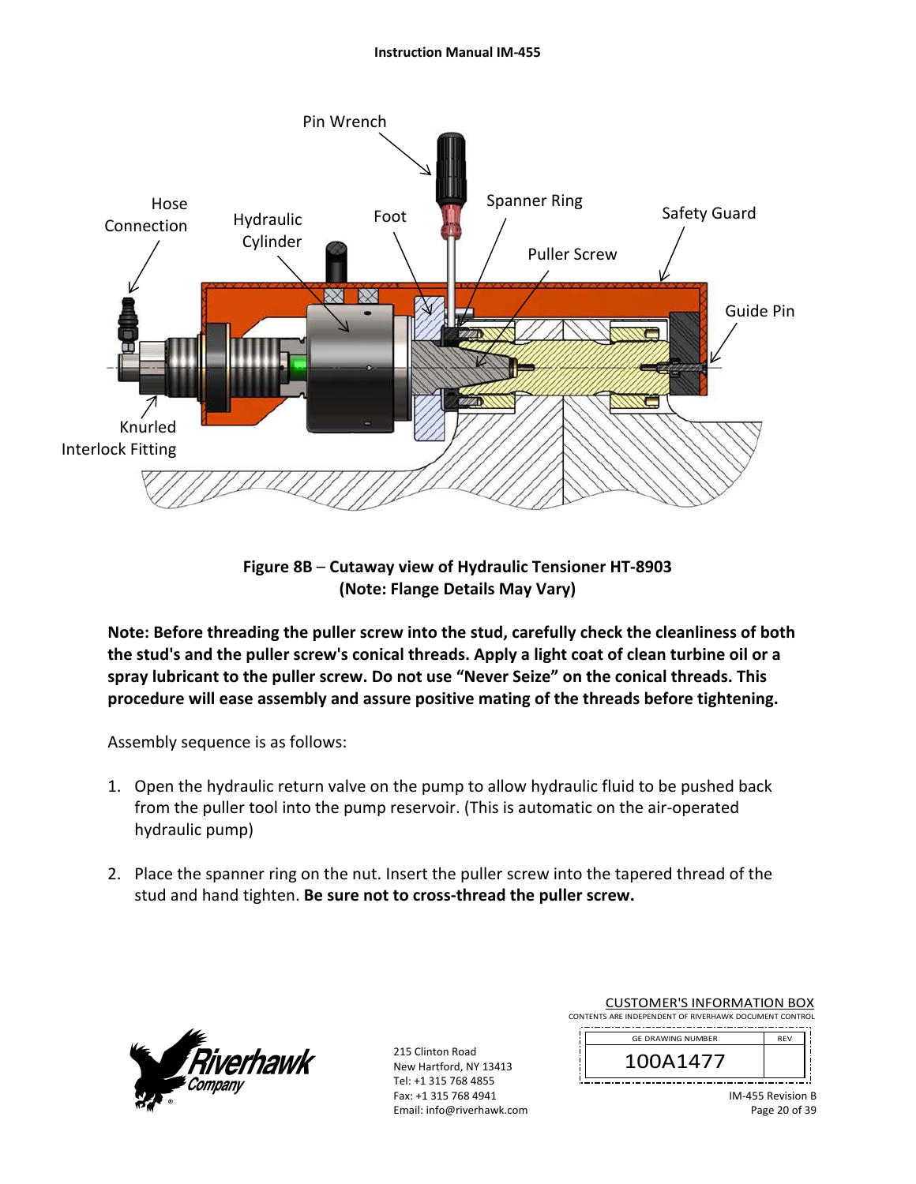**Figure 8B – Cutaway view of Hydraulic Tensioner HT-8903**
**(Note: Flange Details May Vary)**

**Note: Before threading the puller screw into the stud, carefully check the cleanliness of both the stud's and the puller screw's conical threads. Apply a light coat of clean turbine oil or a spray lubricant to the puller screw. Do not use "Never Seize" on the conical threads. This procedure will ease assembly and assure positive mating of the threads before tightening.**

Assembly sequence is as follows:

1. Open the hydraulic return valve on the pump to allow hydraulic fluid to be pushed back from the puller tool into the pump reservoir. (This is automatic on the air-operated hydraulic pump)

2. Place the spanner ring on the nut. Insert the puller screw into the tapered thread of the stud and hand tighten. **Be sure not to cross-thread the puller screw.**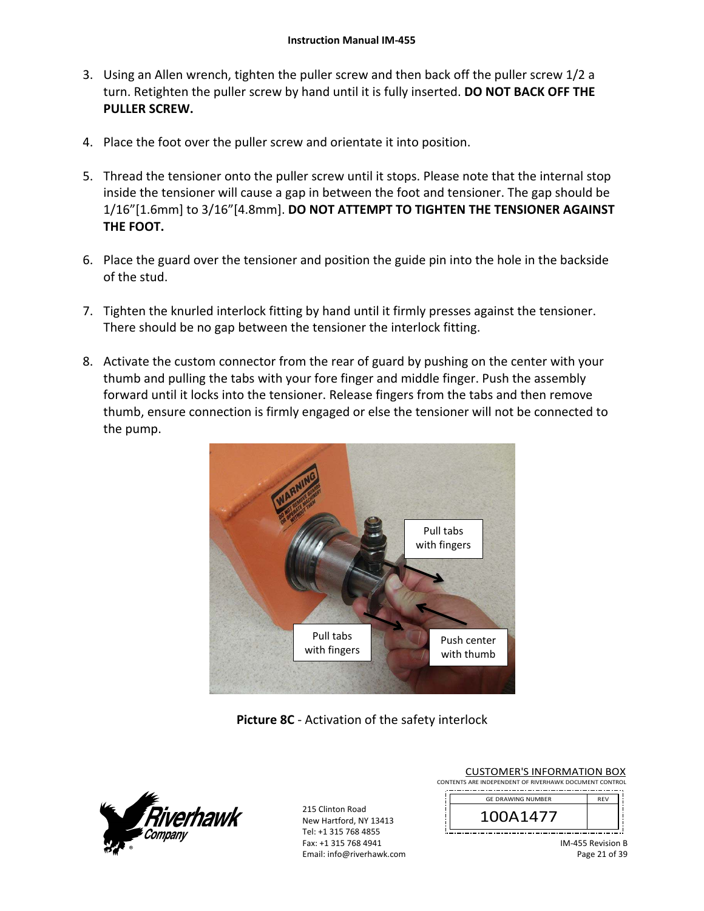3. Using an Allen wrench, tighten the puller screw and then back off the puller screw 1/2 a turn. Retighten the puller screw by hand until it is fully inserted. **DO NOT BACK OFF THE PULLER SCREW.**

4. Place the foot over the puller screw and orientate it into position.

5. Thread the tensioner onto the puller screw until it stops. Please note that the internal stop inside the tensioner will cause a gap in between the foot and tensioner. The gap should be 1/16"[1.6mm] to 3/16"[4.8mm]. **DO NOT ATTEMPT TO TIGHTEN THE TENSIONER AGAINST THE FOOT.**

6. Place the guard over the tensioner and position the guide pin into the hole in the backside of the stud.

7. Tighten the knurled interlock fitting by hand until it firmly presses against the tensioner. There should be no gap between the tensioner the interlock fitting.

8. Activate the custom connector from the rear of guard by pushing on the center with your thumb and pulling the tabs with your fore finger and middle finger. Push the assembly forward until it locks into the tensioner. Release fingers from the tabs and then remove thumb, ensure connection is firmly engaged or else the tensioner will not be connected to the pump.

**Picture 8C** - Activation of the safety interlock

CUSTOMER'S INFORMATION BOX
CONTENTS ARE INDEPENDENT OF RIVERHAWK DOCUMENT CONTROL

| GE DRAWING NUMBER | REV |
|---|---|
| 100A1477 | |

215 Clinton Road
New Hartford, NY 13413
Tel: +1 315 768 4855
Fax: +1 315 768 4941
Email: info@riverhawk.com

IM-455 Revision B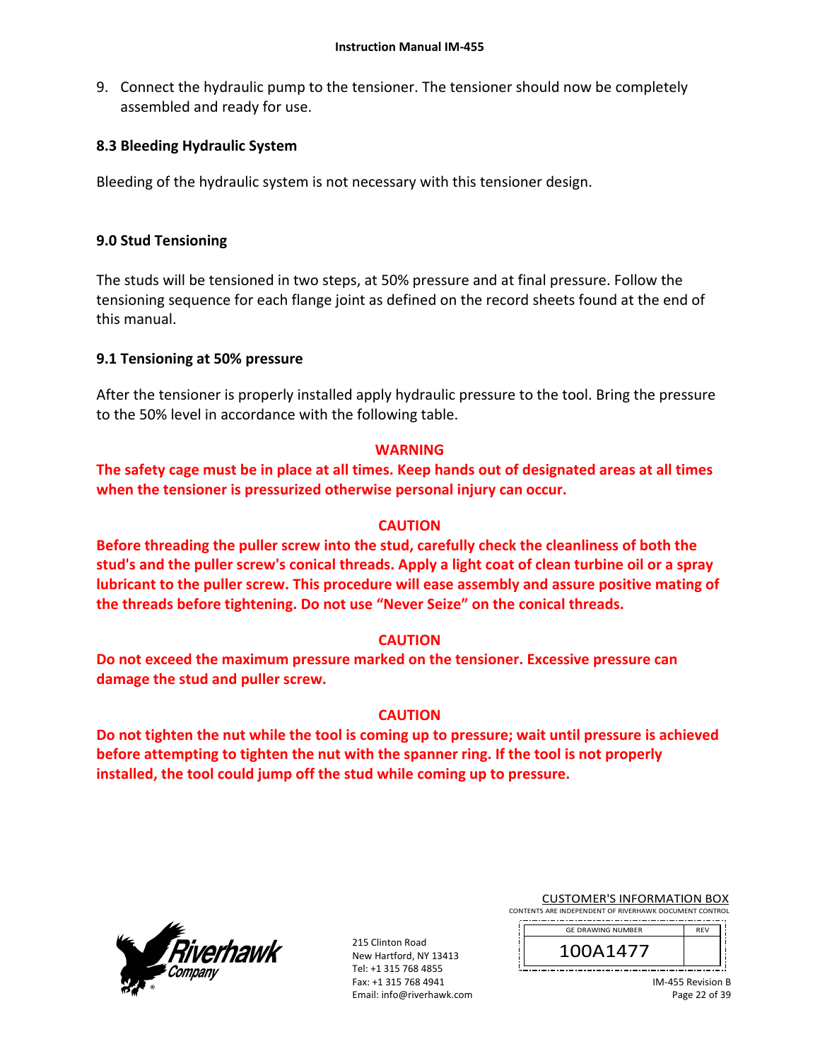9. Connect the hydraulic pump to the tensioner. The tensioner should now be completely assembled and ready for use.

### 8.3 Bleeding Hydraulic System

Bleeding of the hydraulic system is not necessary with this tensioner design.

## 9.0 Stud Tensioning

The studs will be tensioned in two steps, at 50% pressure and at final pressure. Follow the tensioning sequence for each flange joint as defined on the record sheets found at the end of this manual.

### 9.1 Tensioning at 50% pressure

After the tensioner is properly installed apply hydraulic pressure to the tool. Bring the pressure to the 50% level in accordance with the following table.

**WARNING**

**The safety cage must be in place at all times. Keep hands out of designated areas at all times when the tensioner is pressurized otherwise personal injury can occur.**

**CAUTION**

**Before threading the puller screw into the stud, carefully check the cleanliness of both the stud's and the puller screw's conical threads. Apply a light coat of clean turbine oil or a spray lubricant to the puller screw. This procedure will ease assembly and assure positive mating of the threads before tightening. Do not use "Never Seize" on the conical threads.**

**CAUTION**

**Do not exceed the maximum pressure marked on the tensioner. Excessive pressure can damage the stud and puller screw.**

**CAUTION**

**Do not tighten the nut while the tool is coming up to pressure; wait until pressure is achieved before attempting to tighten the nut with the spanner ring. If the tool is not properly installed, the tool could jump off the stud while coming up to pressure.**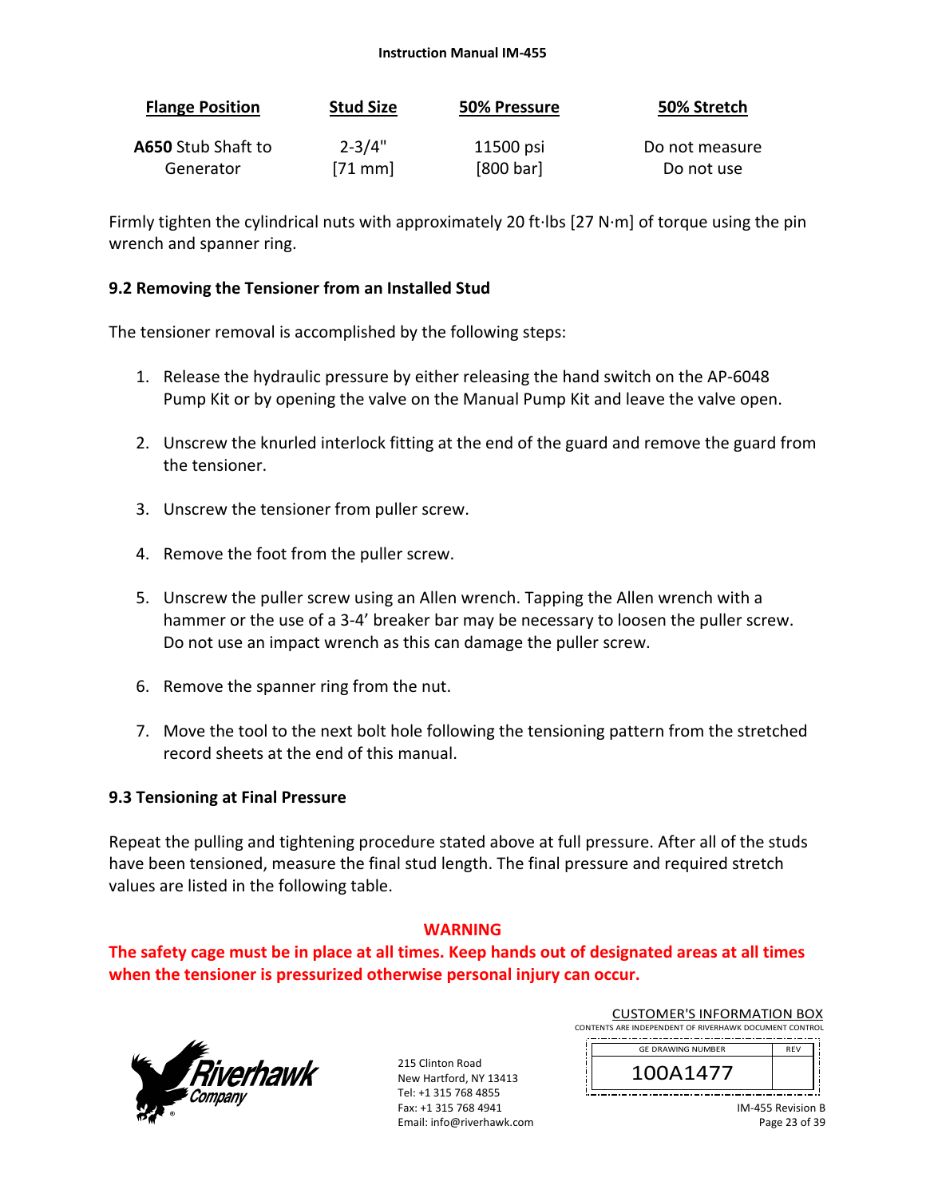| Flange Position | Stud Size | 50% Pressure | 50% Stretch |
|---|---|---|---|
| **A650** Stub Shaft to Generator | 2-3/4" [71 mm] | 11500 psi [800 bar] | Do not measure Do not use |

Firmly tighten the cylindrical nuts with approximately 20 ft·lbs [27 N·m] of torque using the pin wrench and spanner ring.

### 9.2 Removing the Tensioner from an Installed Stud

The tensioner removal is accomplished by the following steps:

1. Release the hydraulic pressure by either releasing the hand switch on the AP-6048 Pump Kit or by opening the valve on the Manual Pump Kit and leave the valve open.

2. Unscrew the knurled interlock fitting at the end of the guard and remove the guard from the tensioner.

3. Unscrew the tensioner from puller screw.

4. Remove the foot from the puller screw.

5. Unscrew the puller screw using an Allen wrench. Tapping the Allen wrench with a hammer or the use of a 3-4' breaker bar may be necessary to loosen the puller screw. Do not use an impact wrench as this can damage the puller screw.

6. Remove the spanner ring from the nut.

7. Move the tool to the next bolt hole following the tensioning pattern from the stretched record sheets at the end of this manual.

### 9.3 Tensioning at Final Pressure

Repeat the pulling and tightening procedure stated above at full pressure. After all of the studs have been tensioned, measure the final stud length. The final pressure and required stretch values are listed in the following table.

**WARNING**

**The safety cage must be in place at all times. Keep hands out of designated areas at all times when the tensioner is pressurized otherwise personal injury can occur.**

215 Clinton Road
New Hartford, NY 13413
Tel: +1 315 768 4855
Fax: +1 315 768 4941
Email: info@riverhawk.com

CUSTOMER'S INFORMATION BOX
CONTENTS ARE INDEPENDENT OF RIVERHAWK DOCUMENT CONTROL

| GE DRAWING NUMBER | REV |
|---|---|
| 100A1477 | |

IM-455 Revision B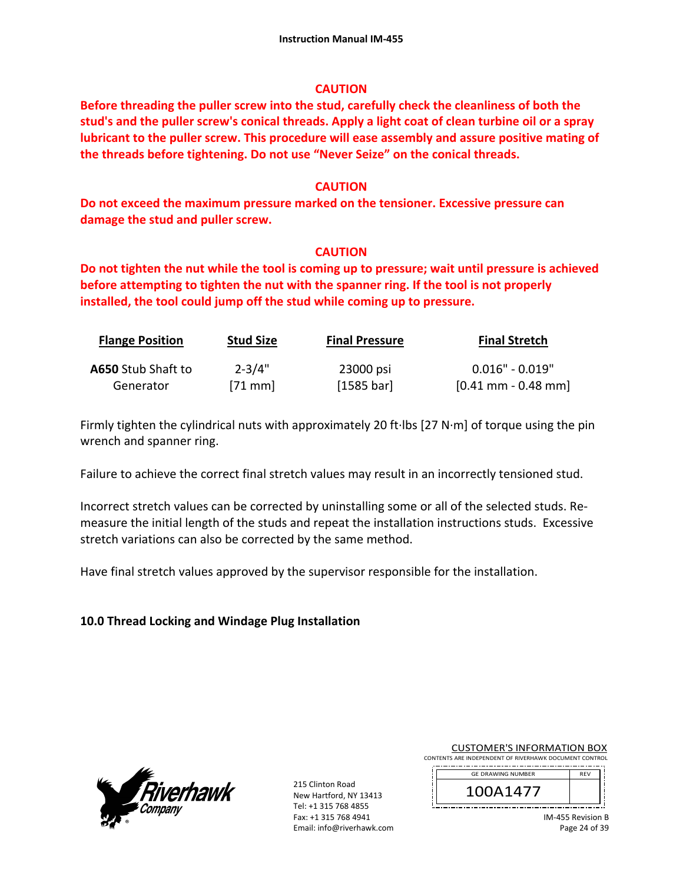**CAUTION**

**Before threading the puller screw into the stud, carefully check the cleanliness of both the stud's and the puller screw's conical threads. Apply a light coat of clean turbine oil or a spray lubricant to the puller screw. This procedure will ease assembly and assure positive mating of the threads before tightening. Do not use "Never Seize" on the conical threads.**

**CAUTION**

**Do not exceed the maximum pressure marked on the tensioner. Excessive pressure can damage the stud and puller screw.**

**CAUTION**

**Do not tighten the nut while the tool is coming up to pressure; wait until pressure is achieved before attempting to tighten the nut with the spanner ring. If the tool is not properly installed, the tool could jump off the stud while coming up to pressure.**

| Flange Position | Stud Size | Final Pressure | Final Stretch |
|---|---|---|---|
| **A650** Stub Shaft to Generator | 2-3/4" [71 mm] | 23000 psi [1585 bar] | 0.016" - 0.019" [0.41 mm - 0.48 mm] |

Firmly tighten the cylindrical nuts with approximately 20 ft·lbs [27 N·m] of torque using the pin wrench and spanner ring.

Failure to achieve the correct final stretch values may result in an incorrectly tensioned stud.

Incorrect stretch values can be corrected by uninstalling some or all of the selected studs. Re-measure the initial length of the studs and repeat the installation instructions studs. Excessive stretch variations can also be corrected by the same method.

Have final stretch values approved by the supervisor responsible for the installation.

## 10.0 Thread Locking and Windage Plug Installation

215 Clinton Road
New Hartford, NY 13413
Tel: +1 315 768 4855
Fax: +1 315 768 4941
Email: info@riverhawk.com

CUSTOMER'S INFORMATION BOX
CONTENTS ARE INDEPENDENT OF RIVERHAWK DOCUMENT CONTROL

| GE DRAWING NUMBER | REV |
|---|---|
| 100A1477 | |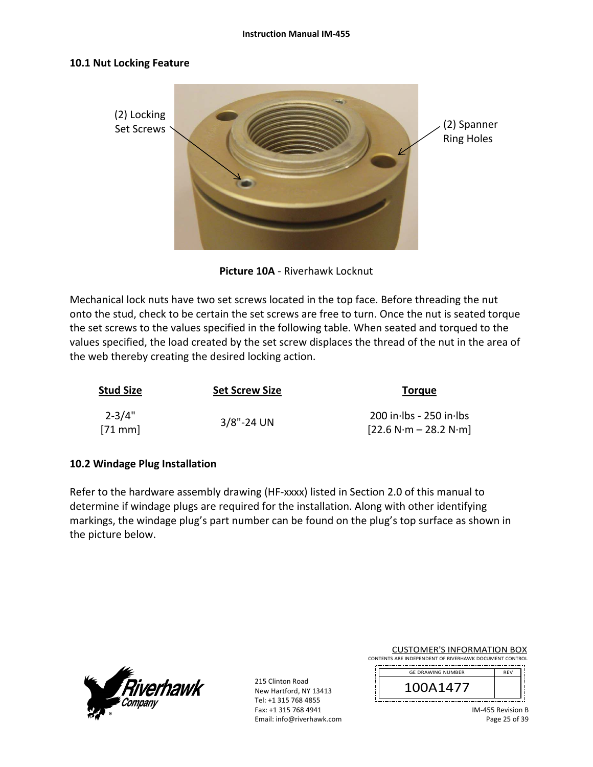## 10.1 Nut Locking Feature

(2) Locking Set Screws

(2) Spanner Ring Holes

**Picture 10A** - Riverhawk Locknut

Mechanical lock nuts have two set screws located in the top face. Before threading the nut onto the stud, check to be certain the set screws are free to turn. Once the nut is seated torque the set screws to the values specified in the following table. When seated and torqued to the values specified, the load created by the set screw displaces the thread of the nut in the area of the web thereby creating the desired locking action.

| Stud Size | Set Screw Size | Torque |
|---|---|---|
| 2-3/4" [71 mm] | 3/8"-24 UN | 200 in·lbs - 250 in·lbs [22.6 N·m – 28.2 N·m] |

## 10.2 Windage Plug Installation

Refer to the hardware assembly drawing (HF-xxxx) listed in Section 2.0 of this manual to determine if windage plugs are required for the installation. Along with other identifying markings, the windage plug's part number can be found on the plug's top surface as shown in the picture below.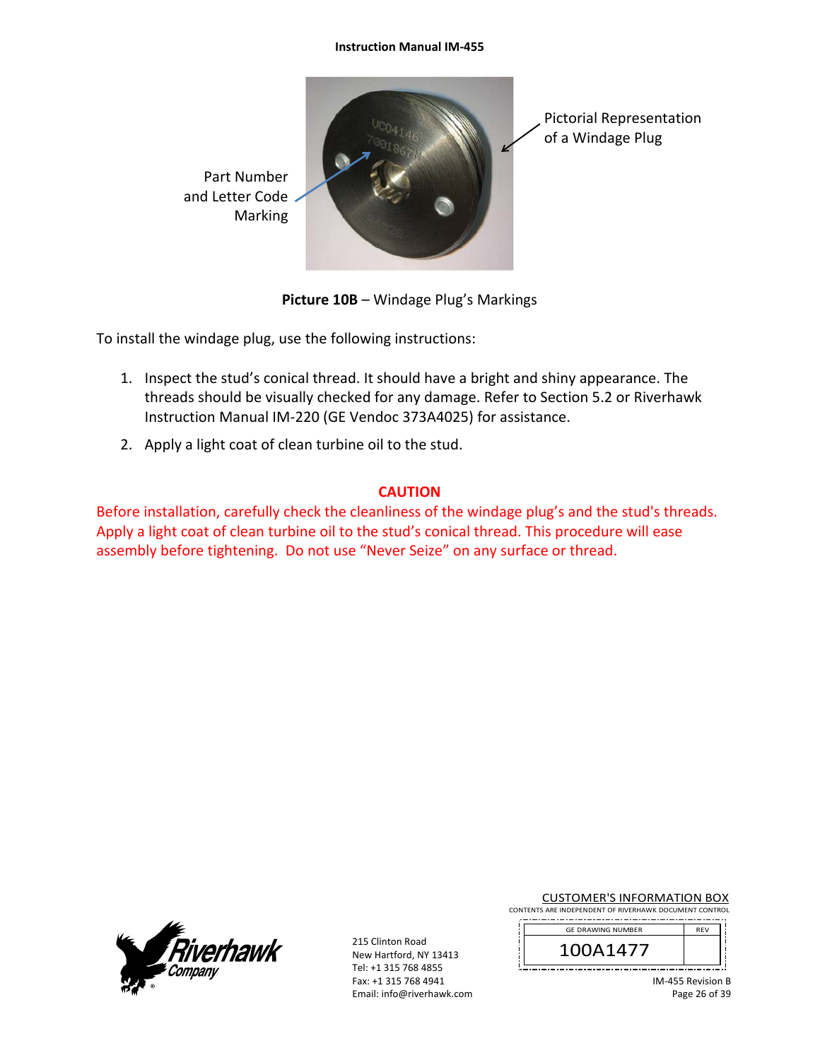Part Number and Letter Code Marking

Pictorial Representation of a Windage Plug

**Picture 10B** – Windage Plug's Markings

To install the windage plug, use the following instructions:

1. Inspect the stud's conical thread. It should have a bright and shiny appearance. The threads should be visually checked for any damage. Refer to Section 5.2 or Riverhawk Instruction Manual IM-220 (GE Vendoc 373A4025) for assistance.
2. Apply a light coat of clean turbine oil to the stud.

**CAUTION**

Before installation, carefully check the cleanliness of the windage plug's and the stud's threads. Apply a light coat of clean turbine oil to the stud's conical thread. This procedure will ease assembly before tightening. Do not use "Never Seize" on any surface or thread.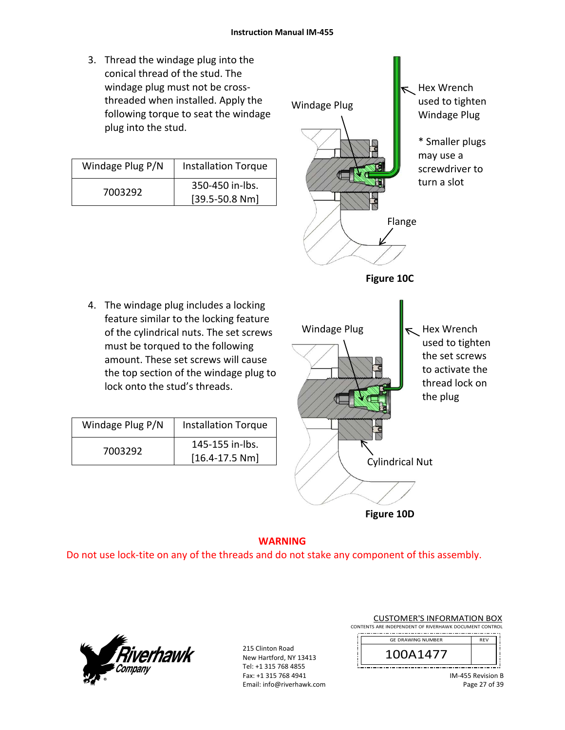3. Thread the windage plug into the conical thread of the stud. The windage plug must not be cross-threaded when installed. Apply the following torque to seat the windage plug into the stud.

| Windage Plug P/N | Installation Torque |
|---|---|
| 7003292 | 350-450 in-lbs. [39.5-50.8 Nm] |

Windage Plug

Hex Wrench used to tighten Windage Plug

* Smaller plugs may use a screwdriver to turn a slot

Flange

**Figure 10C**

4. The windage plug includes a locking feature similar to the locking feature of the cylindrical nuts. The set screws must be torqued to the following amount. These set screws will cause the top section of the windage plug to lock onto the stud's threads.

| Windage Plug P/N | Installation Torque |
|---|---|
| 7003292 | 145-155 in-lbs. [16.4-17.5 Nm] |

Windage Plug

Hex Wrench used to tighten the set screws to activate the thread lock on the plug

Cylindrical Nut

**Figure 10D**

**WARNING**

Do not use lock-tite on any of the threads and do not stake any component of this assembly.

215 Clinton Road
New Hartford, NY 13413
Tel: +1 315 768 4855
Fax: +1 315 768 4941
Email: info@riverhawk.com

CUSTOMER'S INFORMATION BOX
CONTENTS ARE INDEPENDENT OF RIVERHAWK DOCUMENT CONTROL

| GE DRAWING NUMBER | REV |
|---|---|
| 100A1477 | |

IM-455 Revision B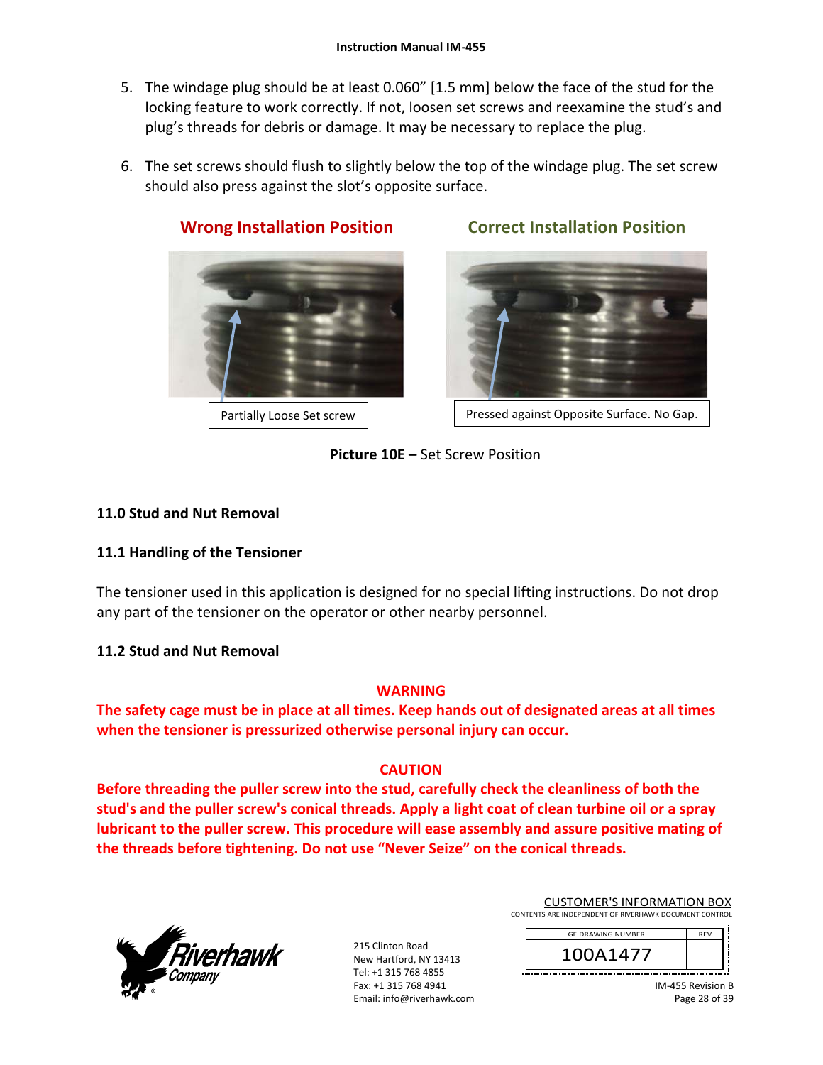5. The windage plug should be at least 0.060" [1.5 mm] below the face of the stud for the locking feature to work correctly. If not, loosen set screws and reexamine the stud's and plug's threads for debris or damage. It may be necessary to replace the plug.

6. The set screws should flush to slightly below the top of the windage plug. The set screw should also press against the slot's opposite surface.

**Wrong Installation Position** — Partially Loose Set screw

**Correct Installation Position** — Pressed against Opposite Surface. No Gap.

**Picture 10E –** Set Screw Position

## 11.0 Stud and Nut Removal

### 11.1 Handling of the Tensioner

The tensioner used in this application is designed for no special lifting instructions. Do not drop any part of the tensioner on the operator or other nearby personnel.

### 11.2 Stud and Nut Removal

**WARNING**

**The safety cage must be in place at all times. Keep hands out of designated areas at all times when the tensioner is pressurized otherwise personal injury can occur.**

**CAUTION**

**Before threading the puller screw into the stud, carefully check the cleanliness of both the stud's and the puller screw's conical threads. Apply a light coat of clean turbine oil or a spray lubricant to the puller screw. This procedure will ease assembly and assure positive mating of the threads before tightening. Do not use "Never Seize" on the conical threads.**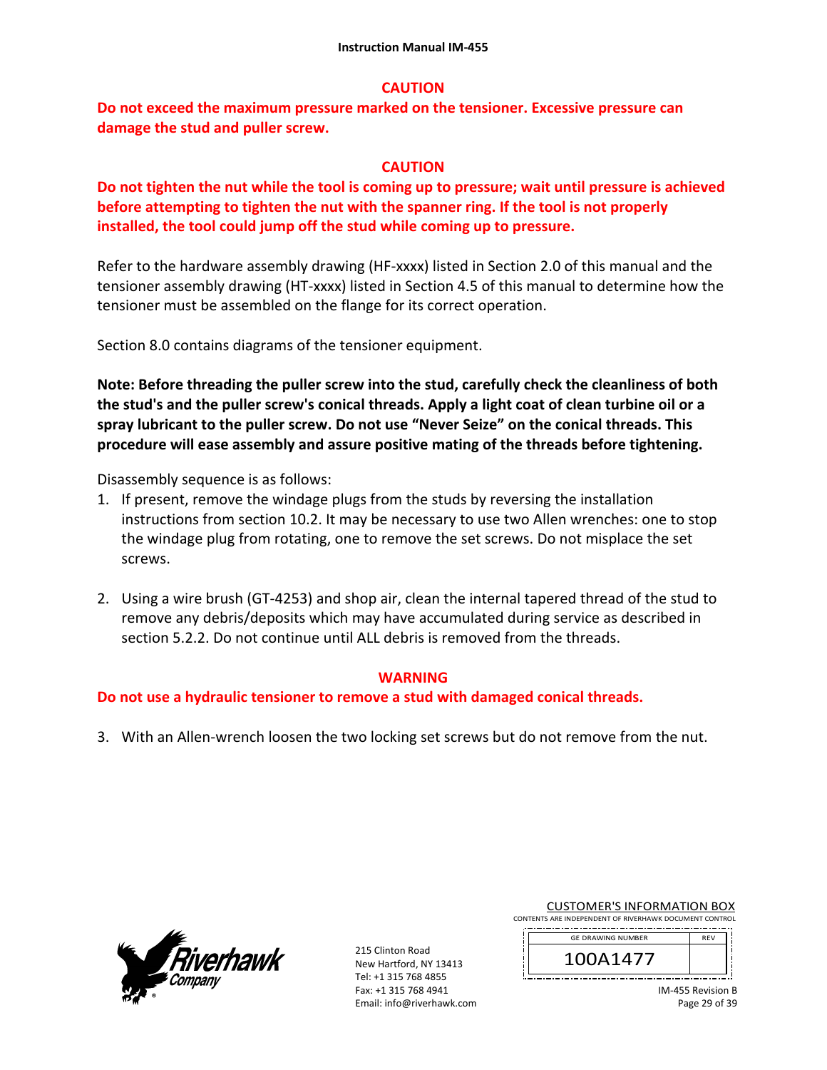**CAUTION**

**Do not exceed the maximum pressure marked on the tensioner. Excessive pressure can damage the stud and puller screw.**

**CAUTION**

**Do not tighten the nut while the tool is coming up to pressure; wait until pressure is achieved before attempting to tighten the nut with the spanner ring. If the tool is not properly installed, the tool could jump off the stud while coming up to pressure.**

Refer to the hardware assembly drawing (HF-xxxx) listed in Section 2.0 of this manual and the tensioner assembly drawing (HT-xxxx) listed in Section 4.5 of this manual to determine how the tensioner must be assembled on the flange for its correct operation.

Section 8.0 contains diagrams of the tensioner equipment.

**Note: Before threading the puller screw into the stud, carefully check the cleanliness of both the stud's and the puller screw's conical threads. Apply a light coat of clean turbine oil or a spray lubricant to the puller screw. Do not use "Never Seize" on the conical threads. This procedure will ease assembly and assure positive mating of the threads before tightening.**

Disassembly sequence is as follows:

1. If present, remove the windage plugs from the studs by reversing the installation instructions from section 10.2. It may be necessary to use two Allen wrenches: one to stop the windage plug from rotating, one to remove the set screws. Do not misplace the set screws.

2. Using a wire brush (GT-4253) and shop air, clean the internal tapered thread of the stud to remove any debris/deposits which may have accumulated during service as described in section 5.2.2. Do not continue until ALL debris is removed from the threads.

**WARNING**

**Do not use a hydraulic tensioner to remove a stud with damaged conical threads.**

3. With an Allen-wrench loosen the two locking set screws but do not remove from the nut.

215 Clinton Road
New Hartford, NY 13413
Tel: +1 315 768 4855
Fax: +1 315 768 4941
Email: info@riverhawk.com

CUSTOMER'S INFORMATION BOX
CONTENTS ARE INDEPENDENT OF RIVERHAWK DOCUMENT CONTROL

| GE DRAWING NUMBER | REV |
|---|---|
| 100A1477 | |

IM-455 Revision B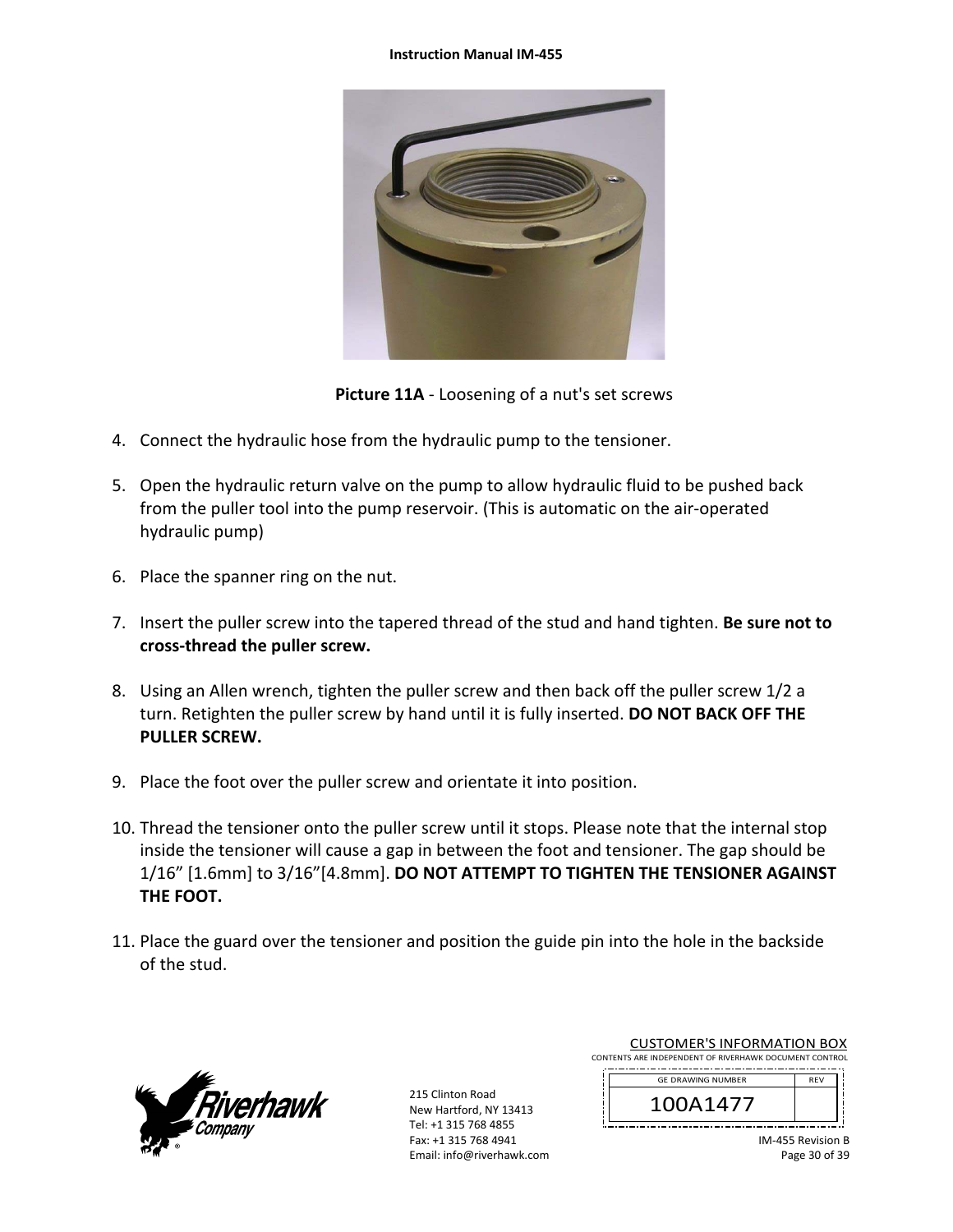**Picture 11A** - Loosening of a nut's set screws

4. Connect the hydraulic hose from the hydraulic pump to the tensioner.

5. Open the hydraulic return valve on the pump to allow hydraulic fluid to be pushed back from the puller tool into the pump reservoir. (This is automatic on the air-operated hydraulic pump)

6. Place the spanner ring on the nut.

7. Insert the puller screw into the tapered thread of the stud and hand tighten. **Be sure not to cross-thread the puller screw.**

8. Using an Allen wrench, tighten the puller screw and then back off the puller screw 1/2 a turn. Retighten the puller screw by hand until it is fully inserted. **DO NOT BACK OFF THE PULLER SCREW.**

9. Place the foot over the puller screw and orientate it into position.

10. Thread the tensioner onto the puller screw until it stops. Please note that the internal stop inside the tensioner will cause a gap in between the foot and tensioner. The gap should be 1/16" [1.6mm] to 3/16"[4.8mm]. **DO NOT ATTEMPT TO TIGHTEN THE TENSIONER AGAINST THE FOOT.**

11. Place the guard over the tensioner and position the guide pin into the hole in the backside of the stud.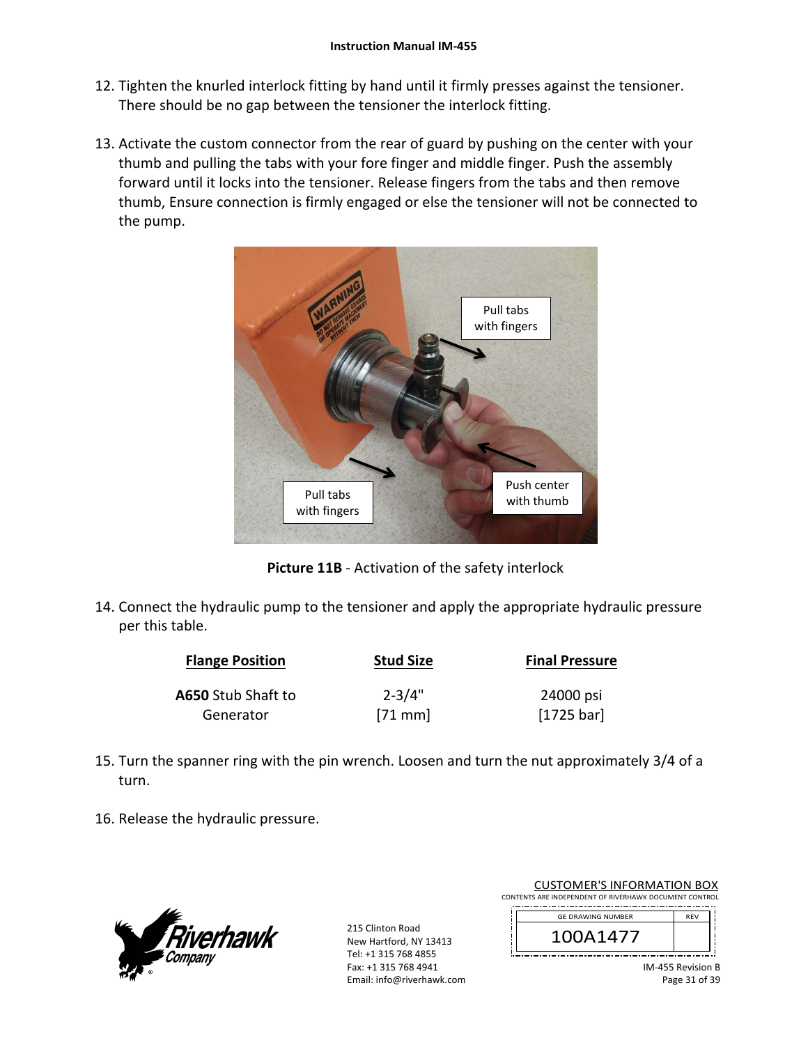12. Tighten the knurled interlock fitting by hand until it firmly presses against the tensioner. There should be no gap between the tensioner the interlock fitting.

13. Activate the custom connector from the rear of guard by pushing on the center with your thumb and pulling the tabs with your fore finger and middle finger. Push the assembly forward until it locks into the tensioner. Release fingers from the tabs and then remove thumb, Ensure connection is firmly engaged or else the tensioner will not be connected to the pump.

**Picture 11B** - Activation of the safety interlock

14. Connect the hydraulic pump to the tensioner and apply the appropriate hydraulic pressure per this table.

| Flange Position | Stud Size | Final Pressure |
|---|---|---|
| **A650** Stub Shaft to Generator | 2-3/4" [71 mm] | 24000 psi [1725 bar] |

15. Turn the spanner ring with the pin wrench. Loosen and turn the nut approximately 3/4 of a turn.

16. Release the hydraulic pressure.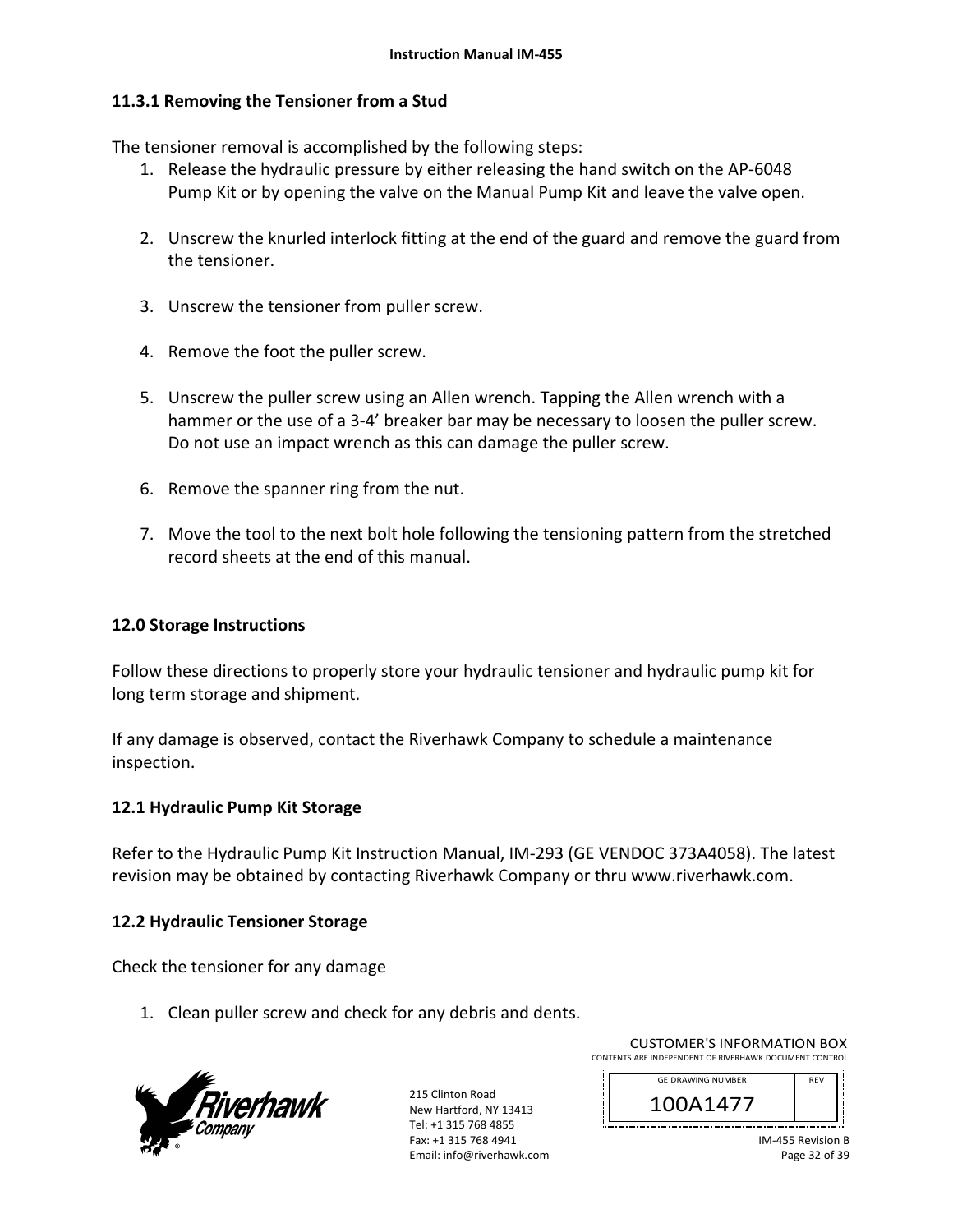### 11.3.1 Removing the Tensioner from a Stud

The tensioner removal is accomplished by the following steps:

1. Release the hydraulic pressure by either releasing the hand switch on the AP-6048 Pump Kit or by opening the valve on the Manual Pump Kit and leave the valve open.

2. Unscrew the knurled interlock fitting at the end of the guard and remove the guard from the tensioner.

3. Unscrew the tensioner from puller screw.

4. Remove the foot the puller screw.

5. Unscrew the puller screw using an Allen wrench. Tapping the Allen wrench with a hammer or the use of a 3-4' breaker bar may be necessary to loosen the puller screw. Do not use an impact wrench as this can damage the puller screw.

6. Remove the spanner ring from the nut.

7. Move the tool to the next bolt hole following the tensioning pattern from the stretched record sheets at the end of this manual.

## 12.0 Storage Instructions

Follow these directions to properly store your hydraulic tensioner and hydraulic pump kit for long term storage and shipment.

If any damage is observed, contact the Riverhawk Company to schedule a maintenance inspection.

### 12.1 Hydraulic Pump Kit Storage

Refer to the Hydraulic Pump Kit Instruction Manual, IM-293 (GE VENDOC 373A4058). The latest revision may be obtained by contacting Riverhawk Company or thru www.riverhawk.com.

### 12.2 Hydraulic Tensioner Storage

Check the tensioner for any damage

1. Clean puller screw and check for any debris and dents.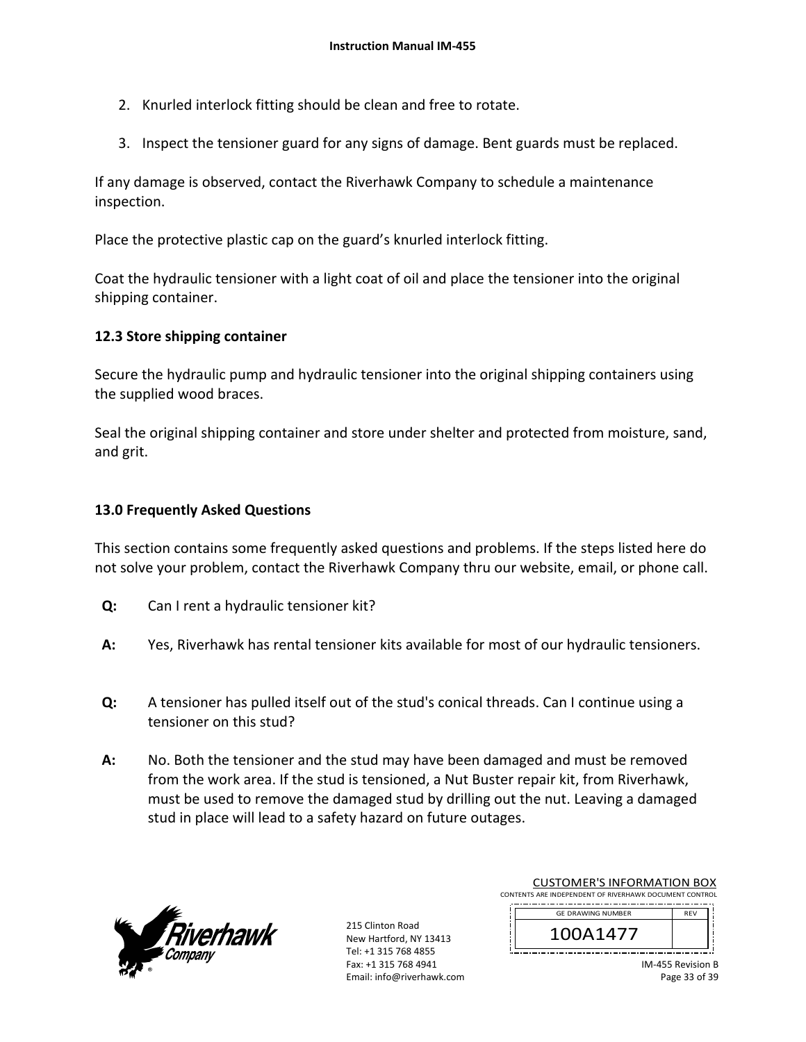2. Knurled interlock fitting should be clean and free to rotate.

3. Inspect the tensioner guard for any signs of damage. Bent guards must be replaced.

If any damage is observed, contact the Riverhawk Company to schedule a maintenance inspection.

Place the protective plastic cap on the guard's knurled interlock fitting.

Coat the hydraulic tensioner with a light coat of oil and place the tensioner into the original shipping container.

**12.3 Store shipping container**

Secure the hydraulic pump and hydraulic tensioner into the original shipping containers using the supplied wood braces.

Seal the original shipping container and store under shelter and protected from moisture, sand, and grit.

## 13.0 Frequently Asked Questions

This section contains some frequently asked questions and problems. If the steps listed here do not solve your problem, contact the Riverhawk Company thru our website, email, or phone call.

**Q:** Can I rent a hydraulic tensioner kit?

**A:** Yes, Riverhawk has rental tensioner kits available for most of our hydraulic tensioners.

**Q:** A tensioner has pulled itself out of the stud's conical threads. Can I continue using a tensioner on this stud?

**A:** No. Both the tensioner and the stud may have been damaged and must be removed from the work area. If the stud is tensioned, a Nut Buster repair kit, from Riverhawk, must be used to remove the damaged stud by drilling out the nut. Leaving a damaged stud in place will lead to a safety hazard on future outages.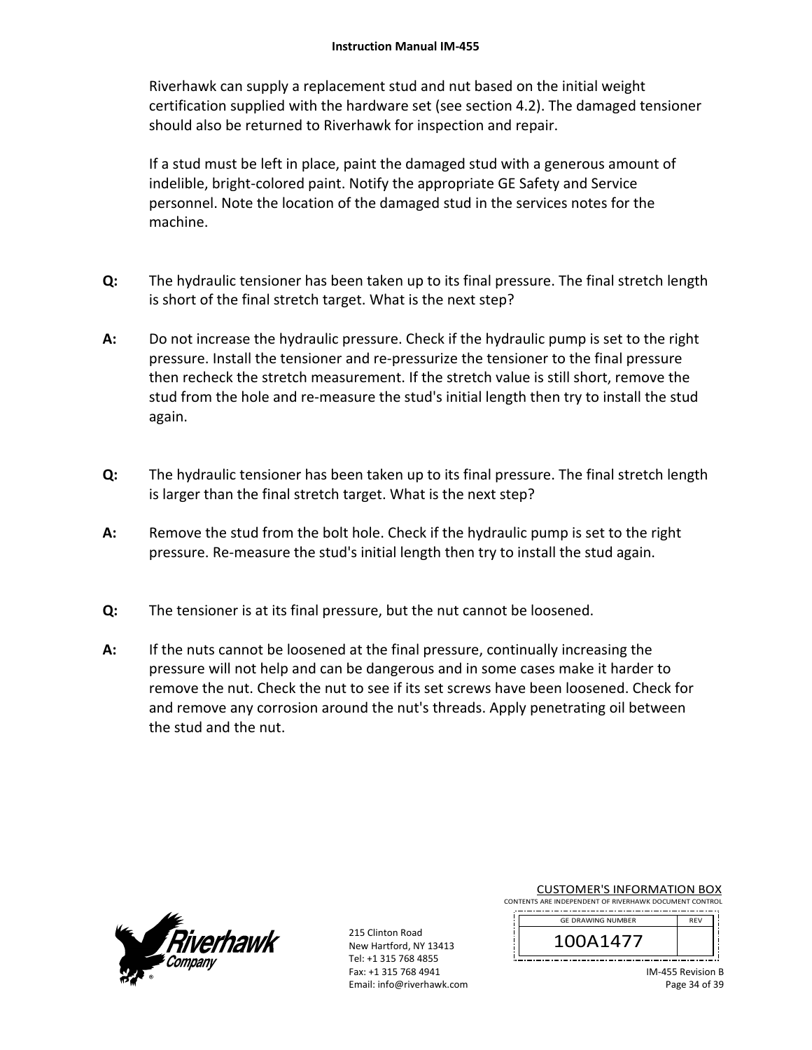Riverhawk can supply a replacement stud and nut based on the initial weight certification supplied with the hardware set (see section 4.2). The damaged tensioner should also be returned to Riverhawk for inspection and repair.

If a stud must be left in place, paint the damaged stud with a generous amount of indelible, bright-colored paint. Notify the appropriate GE Safety and Service personnel. Note the location of the damaged stud in the services notes for the machine.

**Q:** The hydraulic tensioner has been taken up to its final pressure. The final stretch length is short of the final stretch target. What is the next step?

**A:** Do not increase the hydraulic pressure. Check if the hydraulic pump is set to the right pressure. Install the tensioner and re-pressurize the tensioner to the final pressure then recheck the stretch measurement. If the stretch value is still short, remove the stud from the hole and re-measure the stud's initial length then try to install the stud again.

**Q:** The hydraulic tensioner has been taken up to its final pressure. The final stretch length is larger than the final stretch target. What is the next step?

**A:** Remove the stud from the bolt hole. Check if the hydraulic pump is set to the right pressure. Re-measure the stud's initial length then try to install the stud again.

**Q:** The tensioner is at its final pressure, but the nut cannot be loosened.

**A:** If the nuts cannot be loosened at the final pressure, continually increasing the pressure will not help and can be dangerous and in some cases make it harder to remove the nut. Check the nut to see if its set screws have been loosened. Check for and remove any corrosion around the nut's threads. Apply penetrating oil between the stud and the nut.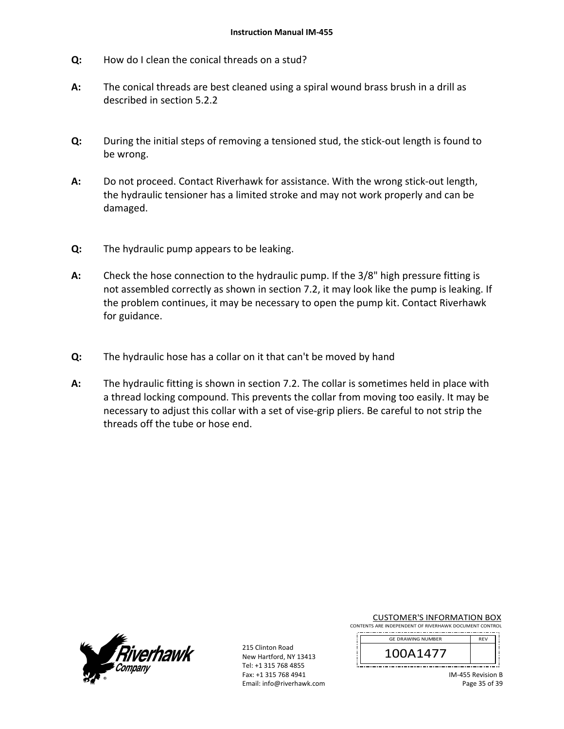**Q:** How do I clean the conical threads on a stud?

**A:** The conical threads are best cleaned using a spiral wound brass brush in a drill as described in section 5.2.2

**Q:** During the initial steps of removing a tensioned stud, the stick-out length is found to be wrong.

**A:** Do not proceed. Contact Riverhawk for assistance. With the wrong stick-out length, the hydraulic tensioner has a limited stroke and may not work properly and can be damaged.

**Q:** The hydraulic pump appears to be leaking.

**A:** Check the hose connection to the hydraulic pump. If the 3/8" high pressure fitting is not assembled correctly as shown in section 7.2, it may look like the pump is leaking. If the problem continues, it may be necessary to open the pump kit. Contact Riverhawk for guidance.

**Q:** The hydraulic hose has a collar on it that can't be moved by hand

**A:** The hydraulic fitting is shown in section 7.2. The collar is sometimes held in place with a thread locking compound. This prevents the collar from moving too easily. It may be necessary to adjust this collar with a set of vise-grip pliers. Be careful to not strip the threads off the tube or hose end.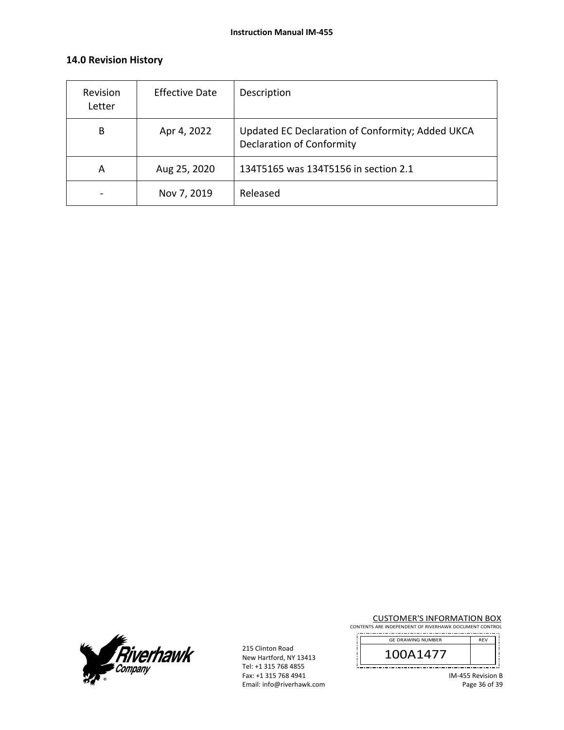## 14.0 Revision History

| Revision Letter | Effective Date | Description |
|---|---|---|
| B | Apr 4, 2022 | Updated EC Declaration of Conformity; Added UKCA Declaration of Conformity |
| A | Aug 25, 2020 | 134T5165 was 134T5156 in section 2.1 |
| - | Nov 7, 2019 | Released |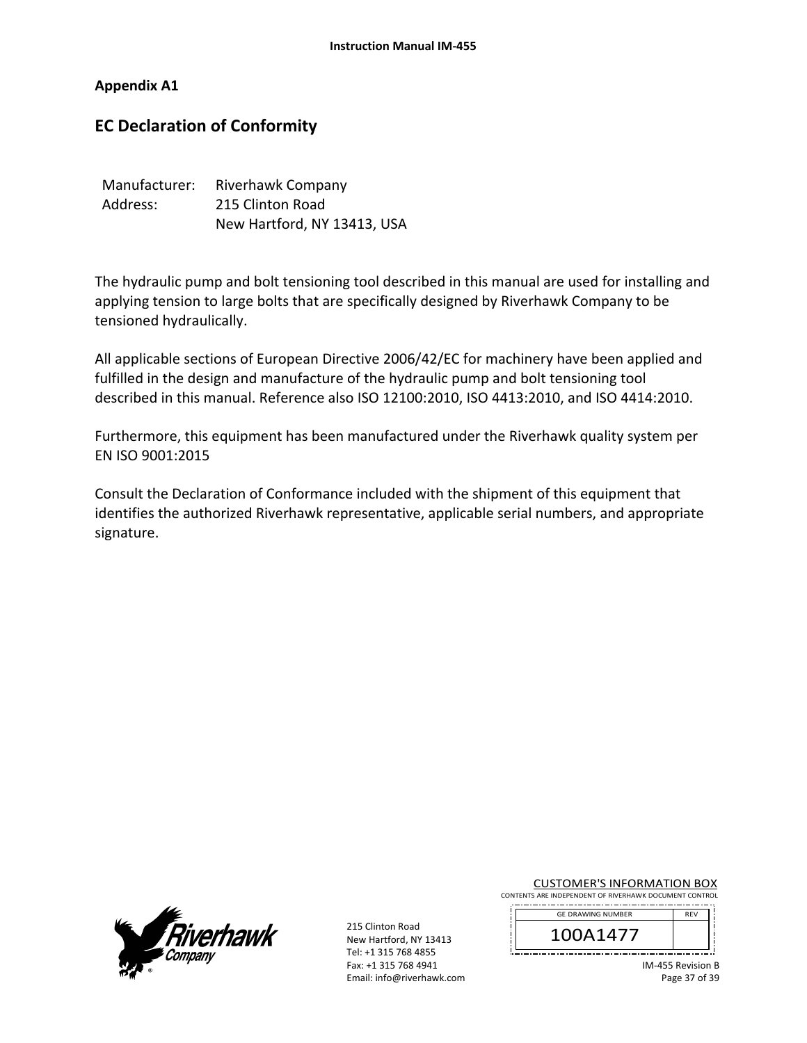## Appendix A1

# EC Declaration of Conformity

Manufacturer: Riverhawk Company
Address: 215 Clinton Road
New Hartford, NY 13413, USA

The hydraulic pump and bolt tensioning tool described in this manual are used for installing and applying tension to large bolts that are specifically designed by Riverhawk Company to be tensioned hydraulically.

All applicable sections of European Directive 2006/42/EC for machinery have been applied and fulfilled in the design and manufacture of the hydraulic pump and bolt tensioning tool described in this manual. Reference also ISO 12100:2010, ISO 4413:2010, and ISO 4414:2010.

Furthermore, this equipment has been manufactured under the Riverhawk quality system per EN ISO 9001:2015

Consult the Declaration of Conformance included with the shipment of this equipment that identifies the authorized Riverhawk representative, applicable serial numbers, and appropriate signature.

CUSTOMER'S INFORMATION BOX
CONTENTS ARE INDEPENDENT OF RIVERHAWK DOCUMENT CONTROL

| GE DRAWING NUMBER | REV |
|---|---|
| 100A1477 | |

215 Clinton Road
New Hartford, NY 13413
Tel: +1 315 768 4855
Fax: +1 315 768 4941
Email: info@riverhawk.com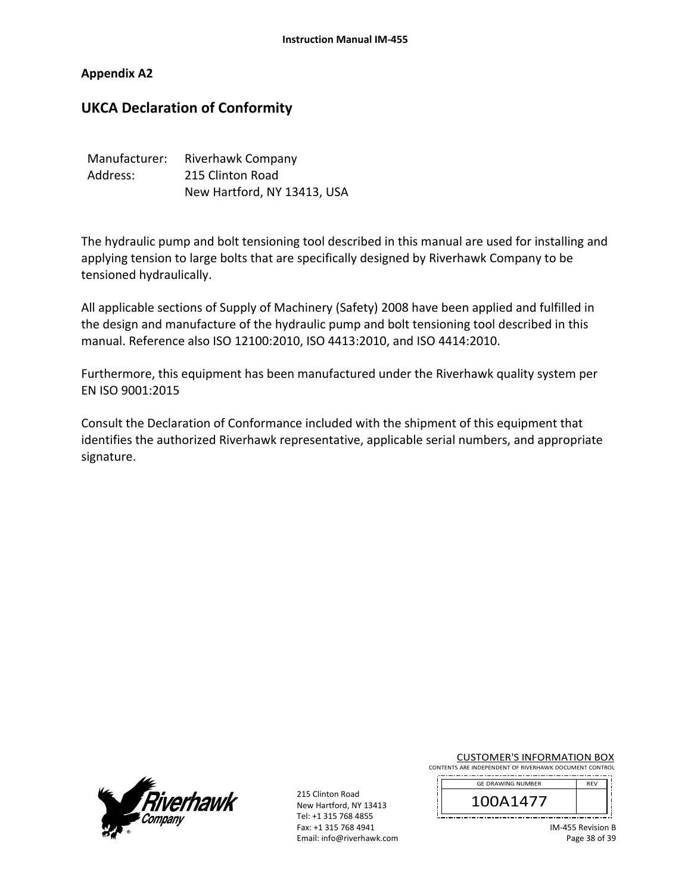**Appendix A2**

## UKCA Declaration of Conformity

Manufacturer: Riverhawk Company
Address: 215 Clinton Road
New Hartford, NY 13413, USA

The hydraulic pump and bolt tensioning tool described in this manual are used for installing and applying tension to large bolts that are specifically designed by Riverhawk Company to be tensioned hydraulically.

All applicable sections of Supply of Machinery (Safety) 2008 have been applied and fulfilled in the design and manufacture of the hydraulic pump and bolt tensioning tool described in this manual. Reference also ISO 12100:2010, ISO 4413:2010, and ISO 4414:2010.

Furthermore, this equipment has been manufactured under the Riverhawk quality system per EN ISO 9001:2015

Consult the Declaration of Conformance included with the shipment of this equipment that identifies the authorized Riverhawk representative, applicable serial numbers, and appropriate signature.

CUSTOMER'S INFORMATION BOX
CONTENTS ARE INDEPENDENT OF RIVERHAWK DOCUMENT CONTROL

| GE DRAWING NUMBER | REV |
|---|---|
| 100A1477 | |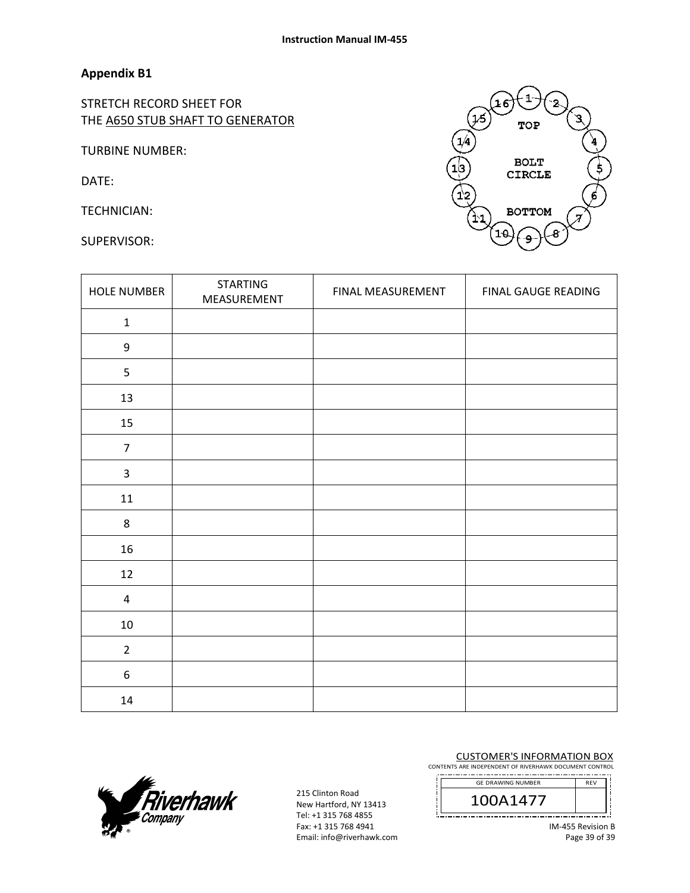## Appendix B1

STRETCH RECORD SHEET FOR
THE A650 STUB SHAFT TO GENERATOR

TURBINE NUMBER:

DATE:

TECHNICIAN:

SUPERVISOR:

16 1 2
15 3
TOP
14 4
BOLT
13 CIRCLE 5
12 6
BOTTOM
11 7
10 9 8

| HOLE NUMBER | STARTING MEASUREMENT | FINAL MEASUREMENT | FINAL GAUGE READING |
|---|---|---|---|
| 1 | | | |
| 9 | | | |
| 5 | | | |
| 13 | | | |
| 15 | | | |
| 7 | | | |
| 3 | | | |
| 11 | | | |
| 8 | | | |
| 16 | | | |
| 12 | | | |
| 4 | | | |
| 10 | | | |
| 2 | | | |
| 6 | | | |
| 14 | | | |

Riverhawk Company

215 Clinton Road
New Hartford, NY 13413
Tel: +1 315 768 4855
Fax: +1 315 768 4941
Email: info@riverhawk.com

CUSTOMER'S INFORMATION BOX
CONTENTS ARE INDEPENDENT OF RIVERHAWK DOCUMENT CONTROL

| GE DRAWING NUMBER | REV |
|---|---|
| 100A1477 | |

IM-455 Revision B